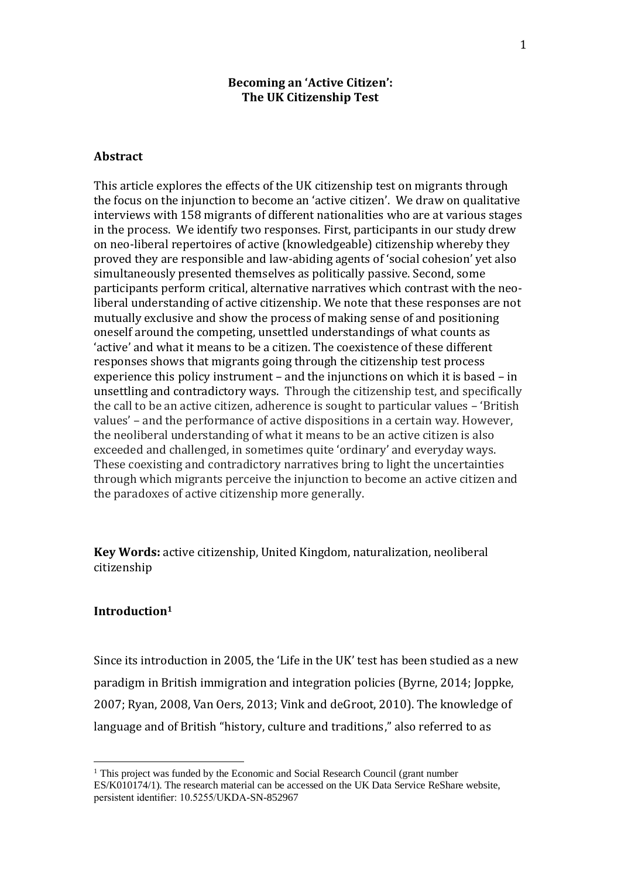# Becoming an 'Active Citizen': The UK Citizenship Test

## Abstract

This article explores the effects of the UK citizenship test on migrants through the focus on the injunction to become an 'active citizen'. We draw on qualitative interviews with 158 migrants of different nationalities who are at various stages in the process. We identify two responses. First, participants in our study drew on neo-liberal repertoires of active (knowledgeable) citizenship whereby they proved they are responsible and law-abiding agents of 'social cohesion' yet also simultaneously presented themselves as politically passive. Second, some participants perform critical, alternative narratives which contrast with the neo-liberal understanding of active citizenship. We note that these responses are not mutually exclusive and show the process of making sense of and positioning oneself around the competing, unsettled understandings of what counts as 'active' and what it means to be a citizen. The coexistence of these different responses shows that migrants going through the citizenship test process experience this policy instrument – and the injunctions on which it is based – in unsettling and contradictory ways. Through the citizenship test, and specifically the call to be an active citizen, adherence is sought to particular values – 'British values' – and the performance of active dispositions in a certain way. However, the neoliberal understanding of what it means to be an active citizen is also exceeded and challenged, in sometimes quite 'ordinary' and everyday ways. These coexisting and contradictory narratives bring to light the uncertainties through which migrants perceive the injunction to become an active citizen and the paradoxes of active citizenship more generally.

**Key Words:** active citizenship, United Kingdom, naturalization, neoliberal citizenship

## Introduction[1]

Since its introduction in 2005, the 'Life in the UK' test has been studied as a new paradigm in British immigration and integration policies (Byrne, 2014; Joppke, 2007; Ryan, 2008, Van Oers, 2013; Vink and deGroot, 2010). The knowledge of language and of British "history, culture and traditions," also referred to as

[1] This project was funded by the Economic and Social Research Council (grant number ES/K010174/1). The research material can be accessed on the UK Data Service ReShare website, persistent identifier: 10.5255/UKDA-SN-852967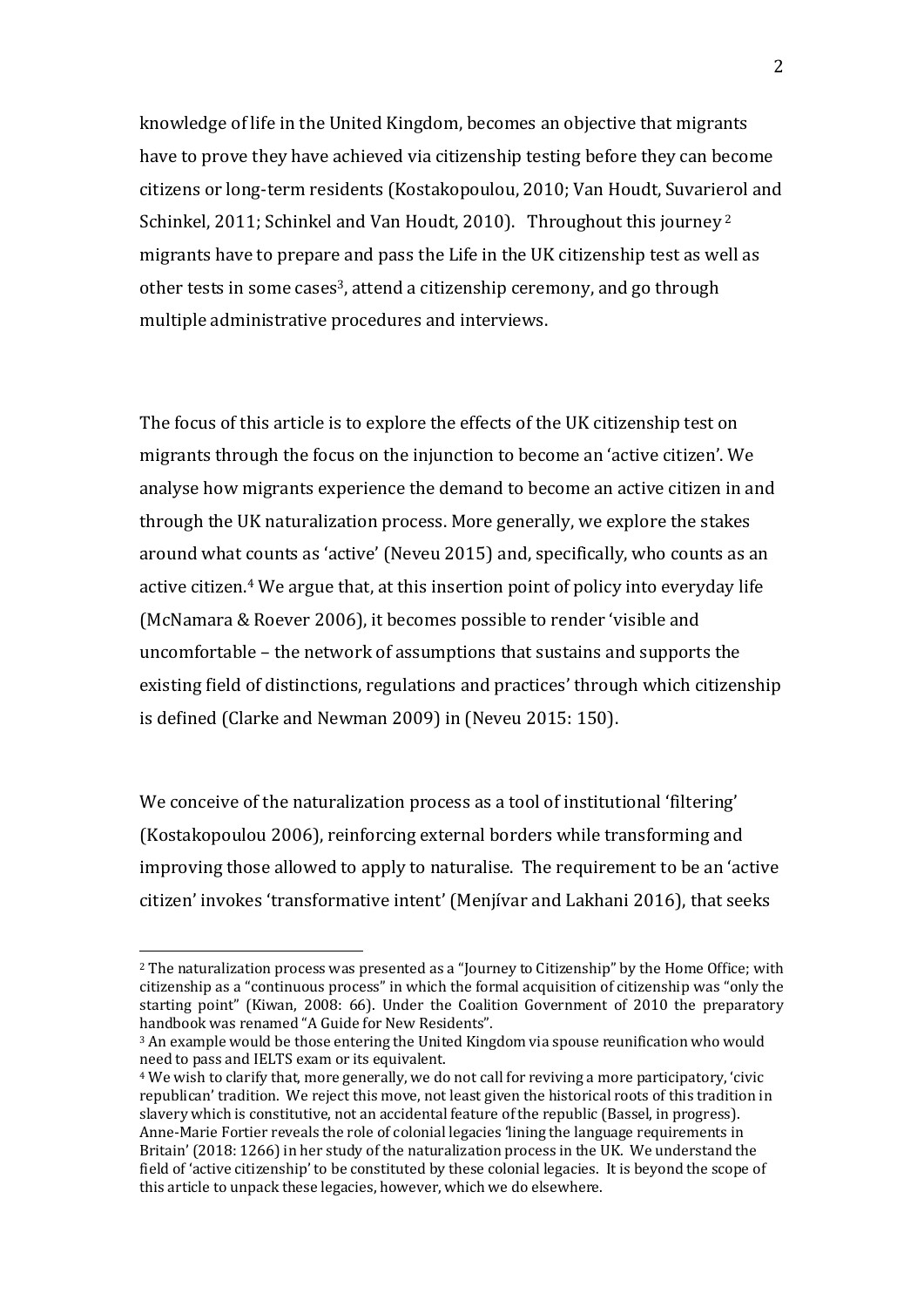knowledge of life in the United Kingdom, becomes an objective that migrants have to prove they have achieved via citizenship testing before they can become citizens or long-term residents (Kostakopoulou, 2010; Van Houdt, Suvarierol and Schinkel, 2011; Schinkel and Van Houdt, 2010). Throughout this journey [2] migrants have to prepare and pass the Life in the UK citizenship test as well as other tests in some cases[3], attend a citizenship ceremony, and go through multiple administrative procedures and interviews.

The focus of this article is to explore the effects of the UK citizenship test on migrants through the focus on the injunction to become an 'active citizen'. We analyse how migrants experience the demand to become an active citizen in and through the UK naturalization process. More generally, we explore the stakes around what counts as 'active' (Neveu 2015) and, specifically, who counts as an active citizen.[4] We argue that, at this insertion point of policy into everyday life (McNamara & Roever 2006), it becomes possible to render 'visible and uncomfortable – the network of assumptions that sustains and supports the existing field of distinctions, regulations and practices' through which citizenship is defined (Clarke and Newman 2009) in (Neveu 2015: 150).

We conceive of the naturalization process as a tool of institutional 'filtering' (Kostakopoulou 2006), reinforcing external borders while transforming and improving those allowed to apply to naturalise. The requirement to be an 'active citizen' invokes 'transformative intent' (Menjívar and Lakhani 2016), that seeks

[2] The naturalization process was presented as a "Journey to Citizenship" by the Home Office; with citizenship as a "continuous process" in which the formal acquisition of citizenship was "only the starting point" (Kiwan, 2008: 66). Under the Coalition Government of 2010 the preparatory handbook was renamed "A Guide for New Residents".

[3] An example would be those entering the United Kingdom via spouse reunification who would need to pass and IELTS exam or its equivalent.

[4] We wish to clarify that, more generally, we do not call for reviving a more participatory, 'civic republican' tradition. We reject this move, not least given the historical roots of this tradition in slavery which is constitutive, not an accidental feature of the republic (Bassel, in progress). Anne-Marie Fortier reveals the role of colonial legacies 'lining the language requirements in Britain' (2018: 1266) in her study of the naturalization process in the UK. We understand the field of 'active citizenship' to be constituted by these colonial legacies. It is beyond the scope of this article to unpack these legacies, however, which we do elsewhere.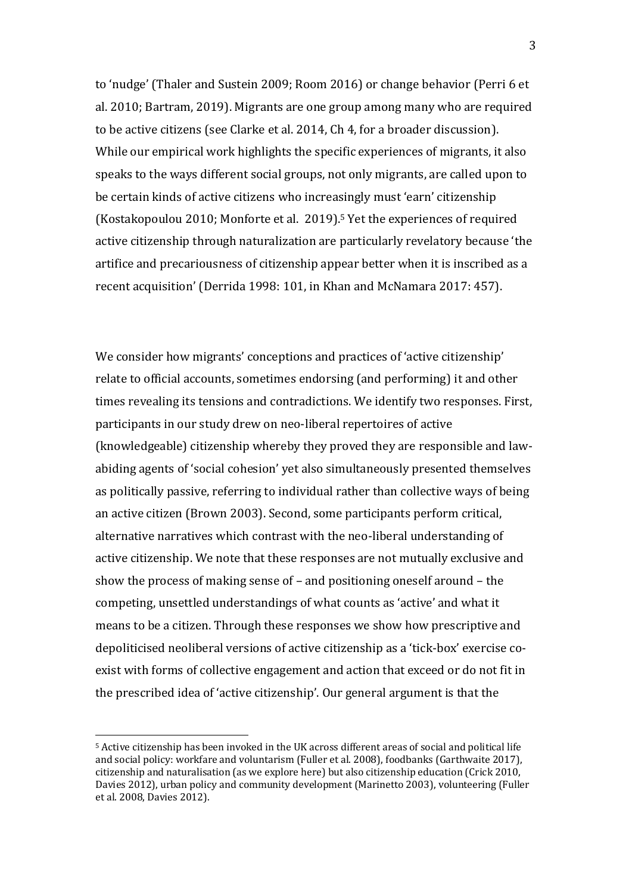to 'nudge' (Thaler and Sustein 2009; Room 2016) or change behavior (Perri 6 et al. 2010; Bartram, 2019). Migrants are one group among many who are required to be active citizens (see Clarke et al. 2014, Ch 4, for a broader discussion). While our empirical work highlights the specific experiences of migrants, it also speaks to the ways different social groups, not only migrants, are called upon to be certain kinds of active citizens who increasingly must 'earn' citizenship (Kostakopoulou 2010; Monforte et al. 2019).[5] Yet the experiences of required active citizenship through naturalization are particularly revelatory because 'the artifice and precariousness of citizenship appear better when it is inscribed as a recent acquisition' (Derrida 1998: 101, in Khan and McNamara 2017: 457).

We consider how migrants' conceptions and practices of 'active citizenship' relate to official accounts, sometimes endorsing (and performing) it and other times revealing its tensions and contradictions. We identify two responses. First, participants in our study drew on neo-liberal repertoires of active (knowledgeable) citizenship whereby they proved they are responsible and law-abiding agents of 'social cohesion' yet also simultaneously presented themselves as politically passive, referring to individual rather than collective ways of being an active citizen (Brown 2003). Second, some participants perform critical, alternative narratives which contrast with the neo-liberal understanding of active citizenship. We note that these responses are not mutually exclusive and show the process of making sense of – and positioning oneself around – the competing, unsettled understandings of what counts as 'active' and what it means to be a citizen. Through these responses we show how prescriptive and depoliticised neoliberal versions of active citizenship as a 'tick-box' exercise co-exist with forms of collective engagement and action that exceed or do not fit in the prescribed idea of 'active citizenship'. Our general argument is that the

[5] Active citizenship has been invoked in the UK across different areas of social and political life and social policy: workfare and voluntarism (Fuller et al. 2008), foodbanks (Garthwaite 2017), citizenship and naturalisation (as we explore here) but also citizenship education (Crick 2010, Davies 2012), urban policy and community development (Marinetto 2003), volunteering (Fuller et al. 2008, Davies 2012).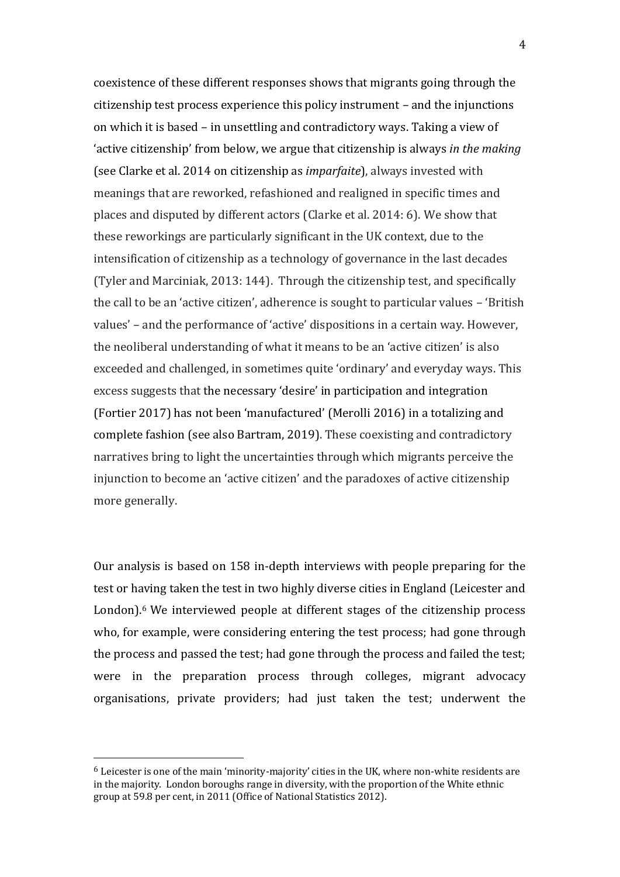coexistence of these different responses shows that migrants going through the citizenship test process experience this policy instrument – and the injunctions on which it is based – in unsettling and contradictory ways. Taking a view of 'active citizenship' from below, we argue that citizenship is always *in the making* (see Clarke et al. 2014 on citizenship as *imparfaite*), always invested with meanings that are reworked, refashioned and realigned in specific times and places and disputed by different actors (Clarke et al. 2014: 6). We show that these reworkings are particularly significant in the UK context, due to the intensification of citizenship as a technology of governance in the last decades (Tyler and Marciniak, 2013: 144). Through the citizenship test, and specifically the call to be an 'active citizen', adherence is sought to particular values – 'British values' – and the performance of 'active' dispositions in a certain way. However, the neoliberal understanding of what it means to be an 'active citizen' is also exceeded and challenged, in sometimes quite 'ordinary' and everyday ways. This excess suggests that the necessary 'desire' in participation and integration (Fortier 2017) has not been 'manufactured' (Merolli 2016) in a totalizing and complete fashion (see also Bartram, 2019). These coexisting and contradictory narratives bring to light the uncertainties through which migrants perceive the injunction to become an 'active citizen' and the paradoxes of active citizenship more generally.

Our analysis is based on 158 in-depth interviews with people preparing for the test or having taken the test in two highly diverse cities in England (Leicester and London).[6] We interviewed people at different stages of the citizenship process who, for example, were considering entering the test process; had gone through the process and passed the test; had gone through the process and failed the test; were in the preparation process through colleges, migrant advocacy organisations, private providers; had just taken the test; underwent the

[6] Leicester is one of the main 'minority-majority' cities in the UK, where non-white residents are in the majority. London boroughs range in diversity, with the proportion of the White ethnic group at 59.8 per cent, in 2011 (Office of National Statistics 2012).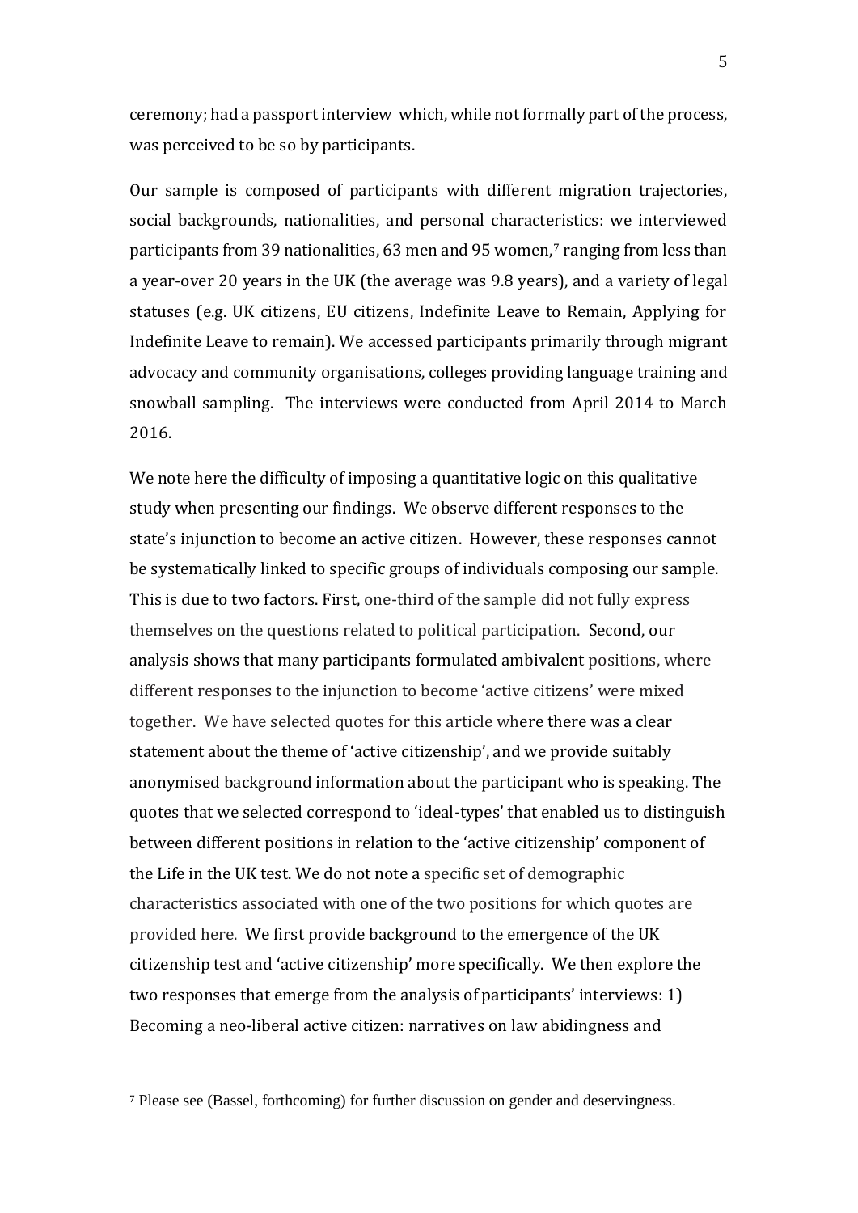ceremony; had a passport interview which, while not formally part of the process, was perceived to be so by participants.

Our sample is composed of participants with different migration trajectories, social backgrounds, nationalities, and personal characteristics: we interviewed participants from 39 nationalities, 63 men and 95 women,[7] ranging from less than a year-over 20 years in the UK (the average was 9.8 years), and a variety of legal statuses (e.g. UK citizens, EU citizens, Indefinite Leave to Remain, Applying for Indefinite Leave to remain). We accessed participants primarily through migrant advocacy and community organisations, colleges providing language training and snowball sampling. The interviews were conducted from April 2014 to March 2016.

We note here the difficulty of imposing a quantitative logic on this qualitative study when presenting our findings. We observe different responses to the state's injunction to become an active citizen. However, these responses cannot be systematically linked to specific groups of individuals composing our sample. This is due to two factors. First, one-third of the sample did not fully express themselves on the questions related to political participation. Second, our analysis shows that many participants formulated ambivalent positions, where different responses to the injunction to become 'active citizens' were mixed together. We have selected quotes for this article where there was a clear statement about the theme of 'active citizenship', and we provide suitably anonymised background information about the participant who is speaking. The quotes that we selected correspond to 'ideal-types' that enabled us to distinguish between different positions in relation to the 'active citizenship' component of the Life in the UK test. We do not note a specific set of demographic characteristics associated with one of the two positions for which quotes are provided here. We first provide background to the emergence of the UK citizenship test and 'active citizenship' more specifically. We then explore the two responses that emerge from the analysis of participants' interviews: 1) Becoming a neo-liberal active citizen: narratives on law abidingness and

---

[7] Please see (Bassel, forthcoming) for further discussion on gender and deservingness.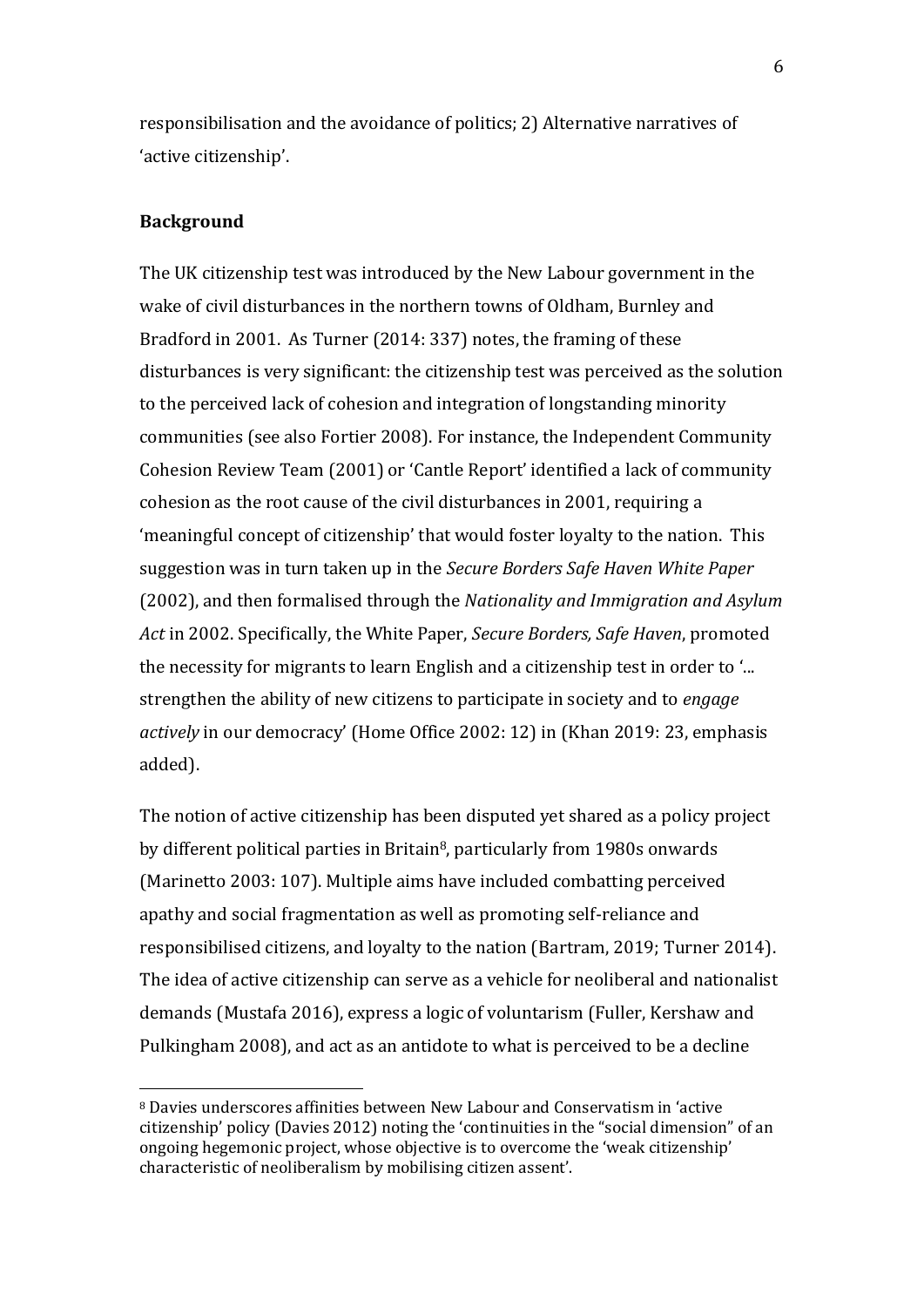responsibilisation and the avoidance of politics; 2) Alternative narratives of 'active citizenship'.

**Background**

The UK citizenship test was introduced by the New Labour government in the wake of civil disturbances in the northern towns of Oldham, Burnley and Bradford in 2001. As Turner (2014: 337) notes, the framing of these disturbances is very significant: the citizenship test was perceived as the solution to the perceived lack of cohesion and integration of longstanding minority communities (see also Fortier 2008). For instance, the Independent Community Cohesion Review Team (2001) or 'Cantle Report' identified a lack of community cohesion as the root cause of the civil disturbances in 2001, requiring a 'meaningful concept of citizenship' that would foster loyalty to the nation. This suggestion was in turn taken up in the *Secure Borders Safe Haven White Paper* (2002), and then formalised through the *Nationality and Immigration and Asylum Act* in 2002. Specifically, the White Paper, *Secure Borders, Safe Haven*, promoted the necessity for migrants to learn English and a citizenship test in order to '... strengthen the ability of new citizens to participate in society and to *engage actively* in our democracy' (Home Office 2002: 12) in (Khan 2019: 23, emphasis added).

The notion of active citizenship has been disputed yet shared as a policy project by different political parties in Britain[8], particularly from 1980s onwards (Marinetto 2003: 107). Multiple aims have included combatting perceived apathy and social fragmentation as well as promoting self-reliance and responsibilised citizens, and loyalty to the nation (Bartram, 2019; Turner 2014). The idea of active citizenship can serve as a vehicle for neoliberal and nationalist demands (Mustafa 2016), express a logic of voluntarism (Fuller, Kershaw and Pulkingham 2008), and act as an antidote to what is perceived to be a decline

[8] Davies underscores affinities between New Labour and Conservatism in 'active citizenship' policy (Davies 2012) noting the 'continuities in the "social dimension" of an ongoing hegemonic project, whose objective is to overcome the 'weak citizenship' characteristic of neoliberalism by mobilising citizen assent'.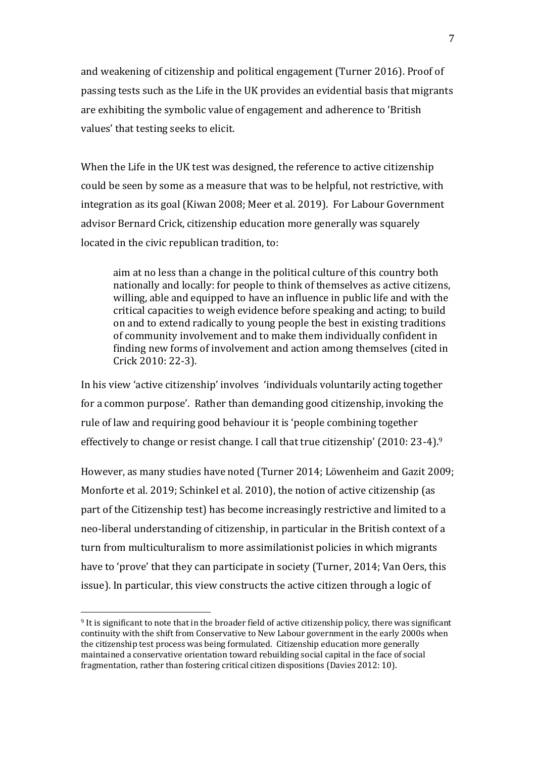and weakening of citizenship and political engagement (Turner 2016). Proof of passing tests such as the Life in the UK provides an evidential basis that migrants are exhibiting the symbolic value of engagement and adherence to 'British values' that testing seeks to elicit.

When the Life in the UK test was designed, the reference to active citizenship could be seen by some as a measure that was to be helpful, not restrictive, with integration as its goal (Kiwan 2008; Meer et al. 2019). For Labour Government advisor Bernard Crick, citizenship education more generally was squarely located in the civic republican tradition, to:

> aim at no less than a change in the political culture of this country both nationally and locally: for people to think of themselves as active citizens, willing, able and equipped to have an influence in public life and with the critical capacities to weigh evidence before speaking and acting; to build on and to extend radically to young people the best in existing traditions of community involvement and to make them individually confident in finding new forms of involvement and action among themselves (cited in Crick 2010: 22-3).

In his view 'active citizenship' involves 'individuals voluntarily acting together for a common purpose'. Rather than demanding good citizenship, invoking the rule of law and requiring good behaviour it is 'people combining together effectively to change or resist change. I call that true citizenship' (2010: 23-4).[9]

However, as many studies have noted (Turner 2014; Löwenheim and Gazit 2009; Monforte et al. 2019; Schinkel et al. 2010), the notion of active citizenship (as part of the Citizenship test) has become increasingly restrictive and limited to a neo-liberal understanding of citizenship, in particular in the British context of a turn from multiculturalism to more assimilationist policies in which migrants have to 'prove' that they can participate in society (Turner, 2014; Van Oers, this issue). In particular, this view constructs the active citizen through a logic of

---

[9] It is significant to note that in the broader field of active citizenship policy, there was significant continuity with the shift from Conservative to New Labour government in the early 2000s when the citizenship test process was being formulated. Citizenship education more generally maintained a conservative orientation toward rebuilding social capital in the face of social fragmentation, rather than fostering critical citizen dispositions (Davies 2012: 10).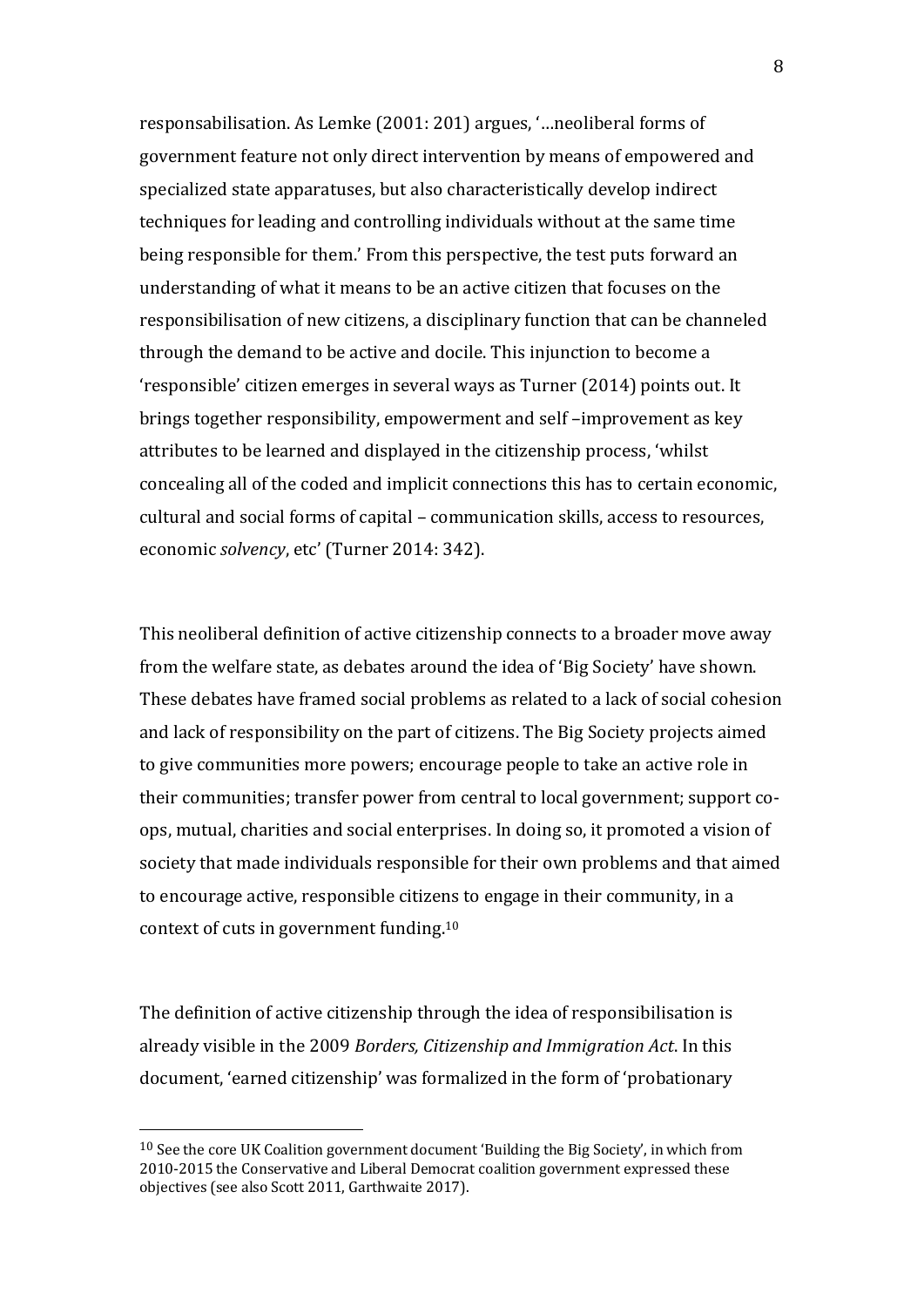responsabilisation. As Lemke (2001: 201) argues, '…neoliberal forms of government feature not only direct intervention by means of empowered and specialized state apparatuses, but also characteristically develop indirect techniques for leading and controlling individuals without at the same time being responsible for them.' From this perspective, the test puts forward an understanding of what it means to be an active citizen that focuses on the responsibilisation of new citizens, a disciplinary function that can be channeled through the demand to be active and docile. This injunction to become a 'responsible' citizen emerges in several ways as Turner (2014) points out. It brings together responsibility, empowerment and self –improvement as key attributes to be learned and displayed in the citizenship process, 'whilst concealing all of the coded and implicit connections this has to certain economic, cultural and social forms of capital – communication skills, access to resources, economic *solvency*, etc' (Turner 2014: 342).

This neoliberal definition of active citizenship connects to a broader move away from the welfare state, as debates around the idea of 'Big Society' have shown. These debates have framed social problems as related to a lack of social cohesion and lack of responsibility on the part of citizens. The Big Society projects aimed to give communities more powers; encourage people to take an active role in their communities; transfer power from central to local government; support co-ops, mutual, charities and social enterprises. In doing so, it promoted a vision of society that made individuals responsible for their own problems and that aimed to encourage active, responsible citizens to engage in their community, in a context of cuts in government funding.[10]

The definition of active citizenship through the idea of responsibilisation is already visible in the 2009 *Borders, Citizenship and Immigration Act*. In this document, 'earned citizenship' was formalized in the form of 'probationary

---

[10] See the core UK Coalition government document 'Building the Big Society', in which from 2010-2015 the Conservative and Liberal Democrat coalition government expressed these objectives (see also Scott 2011, Garthwaite 2017).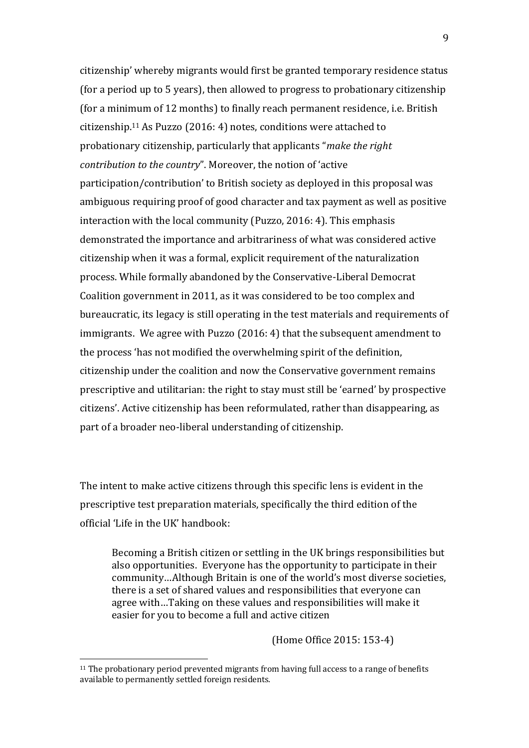citizenship' whereby migrants would first be granted temporary residence status (for a period up to 5 years), then allowed to progress to probationary citizenship (for a minimum of 12 months) to finally reach permanent residence, i.e. British citizenship.[11] As Puzzo (2016: 4) notes, conditions were attached to probationary citizenship, particularly that applicants "*make the right contribution to the country*". Moreover, the notion of 'active participation/contribution' to British society as deployed in this proposal was ambiguous requiring proof of good character and tax payment as well as positive interaction with the local community (Puzzo, 2016: 4). This emphasis demonstrated the importance and arbitrariness of what was considered active citizenship when it was a formal, explicit requirement of the naturalization process. While formally abandoned by the Conservative-Liberal Democrat Coalition government in 2011, as it was considered to be too complex and bureaucratic, its legacy is still operating in the test materials and requirements of immigrants. We agree with Puzzo (2016: 4) that the subsequent amendment to the process 'has not modified the overwhelming spirit of the definition, citizenship under the coalition and now the Conservative government remains prescriptive and utilitarian: the right to stay must still be 'earned' by prospective citizens'. Active citizenship has been reformulated, rather than disappearing, as part of a broader neo-liberal understanding of citizenship.

The intent to make active citizens through this specific lens is evident in the prescriptive test preparation materials, specifically the third edition of the official 'Life in the UK' handbook:

> Becoming a British citizen or settling in the UK brings responsibilities but also opportunities. Everyone has the opportunity to participate in their community…Although Britain is one of the world's most diverse societies, there is a set of shared values and responsibilities that everyone can agree with…Taking on these values and responsibilities will make it easier for you to become a full and active citizen
>
> (Home Office 2015: 153-4)

[11] The probationary period prevented migrants from having full access to a range of benefits available to permanently settled foreign residents.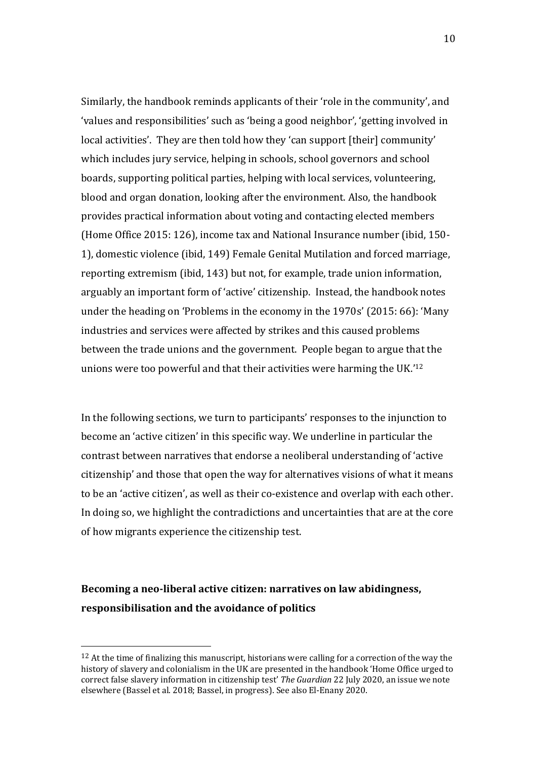Similarly, the handbook reminds applicants of their 'role in the community', and 'values and responsibilities' such as 'being a good neighbor', 'getting involved in local activities'. They are then told how they 'can support [their] community' which includes jury service, helping in schools, school governors and school boards, supporting political parties, helping with local services, volunteering, blood and organ donation, looking after the environment. Also, the handbook provides practical information about voting and contacting elected members (Home Office 2015: 126), income tax and National Insurance number (ibid, 150-1), domestic violence (ibid, 149) Female Genital Mutilation and forced marriage, reporting extremism (ibid, 143) but not, for example, trade union information, arguably an important form of 'active' citizenship. Instead, the handbook notes under the heading on 'Problems in the economy in the 1970s' (2015: 66): 'Many industries and services were affected by strikes and this caused problems between the trade unions and the government. People began to argue that the unions were too powerful and that their activities were harming the UK.'[12]

In the following sections, we turn to participants' responses to the injunction to become an 'active citizen' in this specific way. We underline in particular the contrast between narratives that endorse a neoliberal understanding of 'active citizenship' and those that open the way for alternatives visions of what it means to be an 'active citizen', as well as their co-existence and overlap with each other. In doing so, we highlight the contradictions and uncertainties that are at the core of how migrants experience the citizenship test.

**Becoming a neo-liberal active citizen: narratives on law abidingness, responsibilisation and the avoidance of politics**

[12] At the time of finalizing this manuscript, historians were calling for a correction of the way the history of slavery and colonialism in the UK are presented in the handbook 'Home Office urged to correct false slavery information in citizenship test' *The Guardian* 22 July 2020, an issue we note elsewhere (Bassel et al. 2018; Bassel, in progress). See also El-Enany 2020.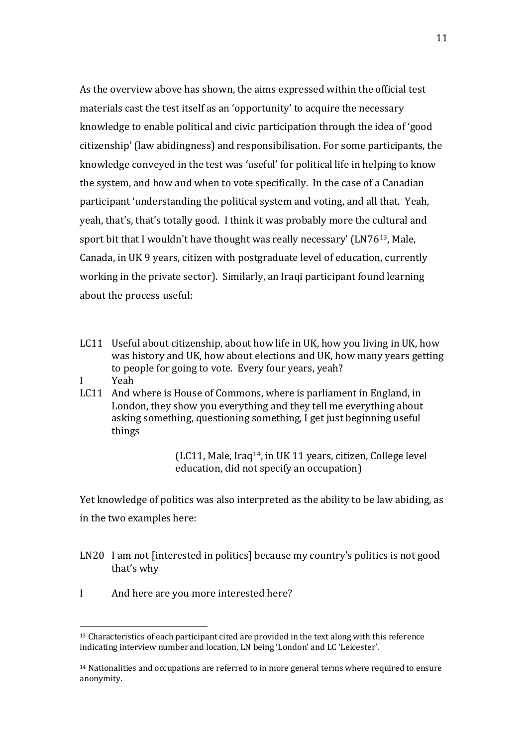As the overview above has shown, the aims expressed within the official test materials cast the test itself as an 'opportunity' to acquire the necessary knowledge to enable political and civic participation through the idea of 'good citizenship' (law abidingness) and responsibilisation. For some participants, the knowledge conveyed in the test was 'useful' for political life in helping to know the system, and how and when to vote specifically. In the case of a Canadian participant 'understanding the political system and voting, and all that. Yeah, yeah, that's, that's totally good. I think it was probably more the cultural and sport bit that I wouldn't have thought was really necessary' (LN76[13], Male, Canada, in UK 9 years, citizen with postgraduate level of education, currently working in the private sector). Similarly, an Iraqi participant found learning about the process useful:

LC11 Useful about citizenship, about how life in UK, how you living in UK, how was history and UK, how about elections and UK, how many years getting to people for going to vote. Every four years, yeah?

I Yeah

LC11 And where is House of Commons, where is parliament in England, in London, they show you everything and they tell me everything about asking something, questioning something, I get just beginning useful things

(LC11, Male, Iraq[14], in UK 11 years, citizen, College level education, did not specify an occupation)

Yet knowledge of politics was also interpreted as the ability to be law abiding, as in the two examples here:

LN20 I am not [interested in politics] because my country's politics is not good that's why

I And here are you more interested here?

---

[13] Characteristics of each participant cited are provided in the text along with this reference indicating interview number and location, LN being 'London' and LC 'Leicester'.

[14] Nationalities and occupations are referred to in more general terms where required to ensure anonymity.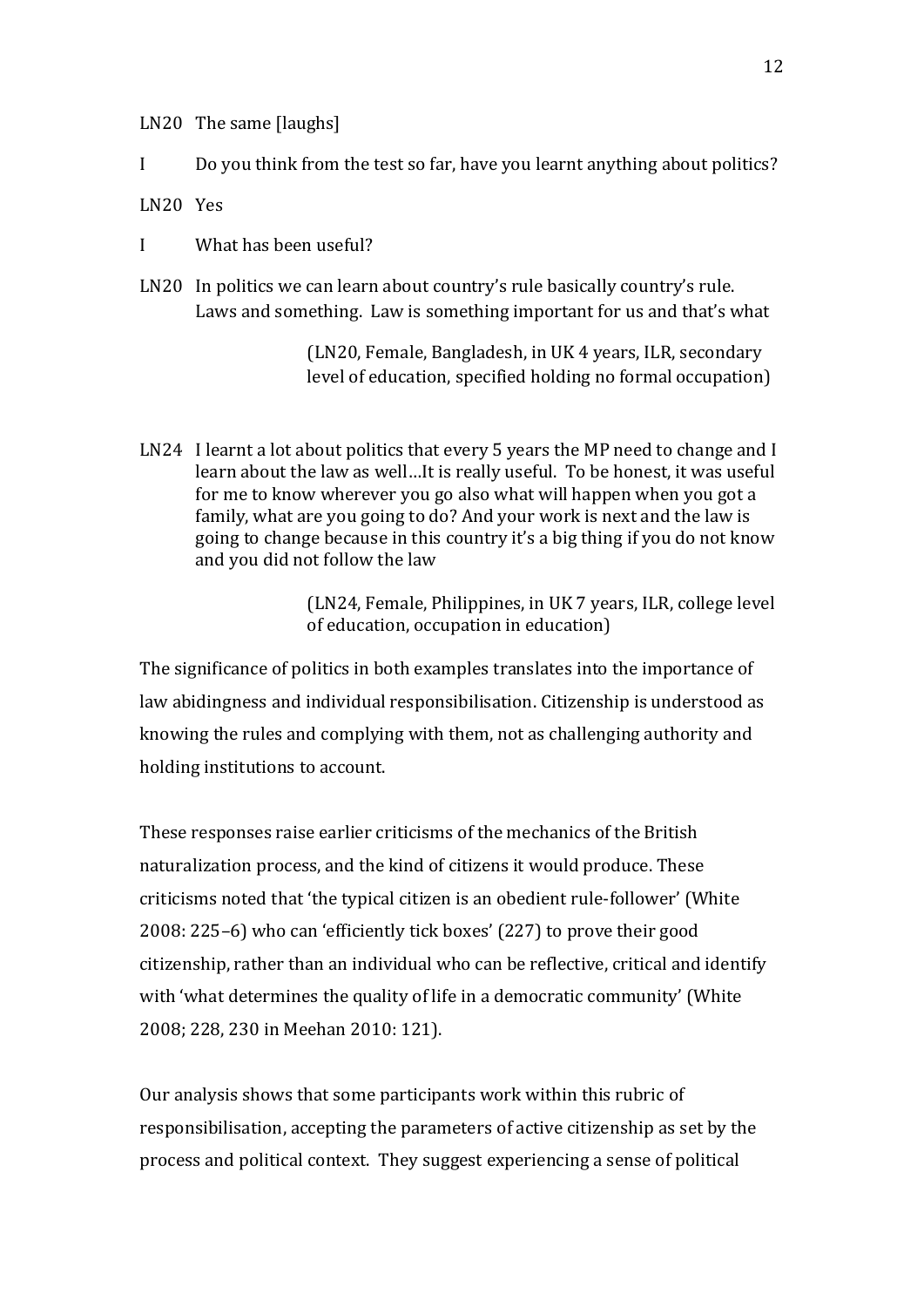LN20 The same [laughs]

I Do you think from the test so far, have you learnt anything about politics?

LN20 Yes

I What has been useful?

LN20 In politics we can learn about country's rule basically country's rule. Laws and something. Law is something important for us and that's what

> (LN20, Female, Bangladesh, in UK 4 years, ILR, secondary level of education, specified holding no formal occupation)

LN24 I learnt a lot about politics that every 5 years the MP need to change and I learn about the law as well…It is really useful. To be honest, it was useful for me to know wherever you go also what will happen when you got a family, what are you going to do? And your work is next and the law is going to change because in this country it's a big thing if you do not know and you did not follow the law

> (LN24, Female, Philippines, in UK 7 years, ILR, college level of education, occupation in education)

The significance of politics in both examples translates into the importance of law abidingness and individual responsibilisation. Citizenship is understood as knowing the rules and complying with them, not as challenging authority and holding institutions to account.

These responses raise earlier criticisms of the mechanics of the British naturalization process, and the kind of citizens it would produce. These criticisms noted that 'the typical citizen is an obedient rule-follower' (White 2008: 225–6) who can 'efficiently tick boxes' (227) to prove their good citizenship, rather than an individual who can be reflective, critical and identify with 'what determines the quality of life in a democratic community' (White 2008; 228, 230 in Meehan 2010: 121).

Our analysis shows that some participants work within this rubric of responsibilisation, accepting the parameters of active citizenship as set by the process and political context. They suggest experiencing a sense of political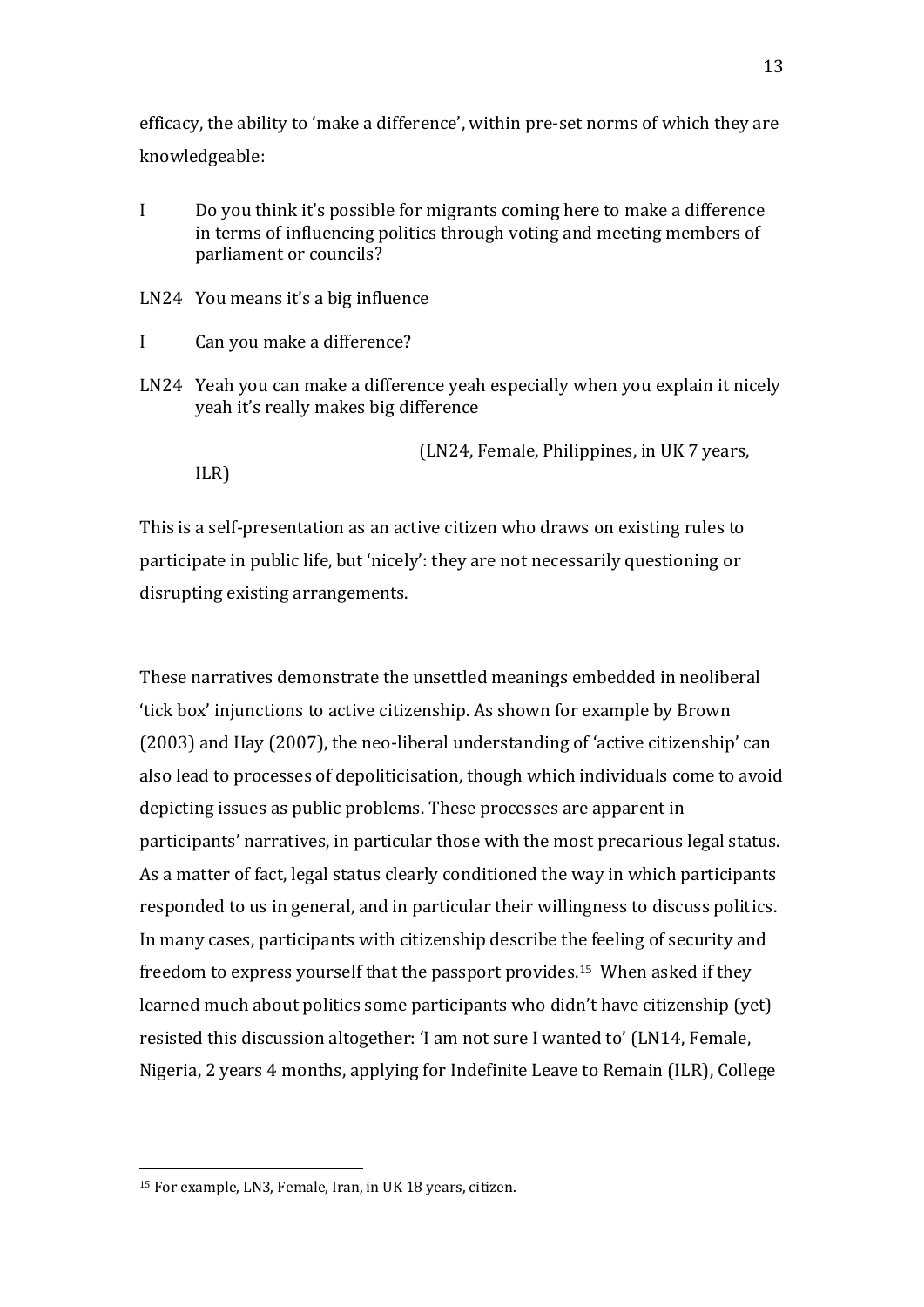efficacy, the ability to 'make a difference', within pre-set norms of which they are knowledgeable:

I Do you think it's possible for migrants coming here to make a difference in terms of influencing politics through voting and meeting members of parliament or councils?

LN24 You means it's a big influence

I Can you make a difference?

LN24 Yeah you can make a difference yeah especially when you explain it nicely yeah it's really makes big difference

(LN24, Female, Philippines, in UK 7 years, ILR)

This is a self-presentation as an active citizen who draws on existing rules to participate in public life, but 'nicely': they are not necessarily questioning or disrupting existing arrangements.

These narratives demonstrate the unsettled meanings embedded in neoliberal 'tick box' injunctions to active citizenship. As shown for example by Brown (2003) and Hay (2007), the neo-liberal understanding of 'active citizenship' can also lead to processes of depoliticisation, though which individuals come to avoid depicting issues as public problems. These processes are apparent in participants' narratives, in particular those with the most precarious legal status. As a matter of fact, legal status clearly conditioned the way in which participants responded to us in general, and in particular their willingness to discuss politics. In many cases, participants with citizenship describe the feeling of security and freedom to express yourself that the passport provides.[15] When asked if they learned much about politics some participants who didn't have citizenship (yet) resisted this discussion altogether: 'I am not sure I wanted to' (LN14, Female, Nigeria, 2 years 4 months, applying for Indefinite Leave to Remain (ILR), College

[15] For example, LN3, Female, Iran, in UK 18 years, citizen.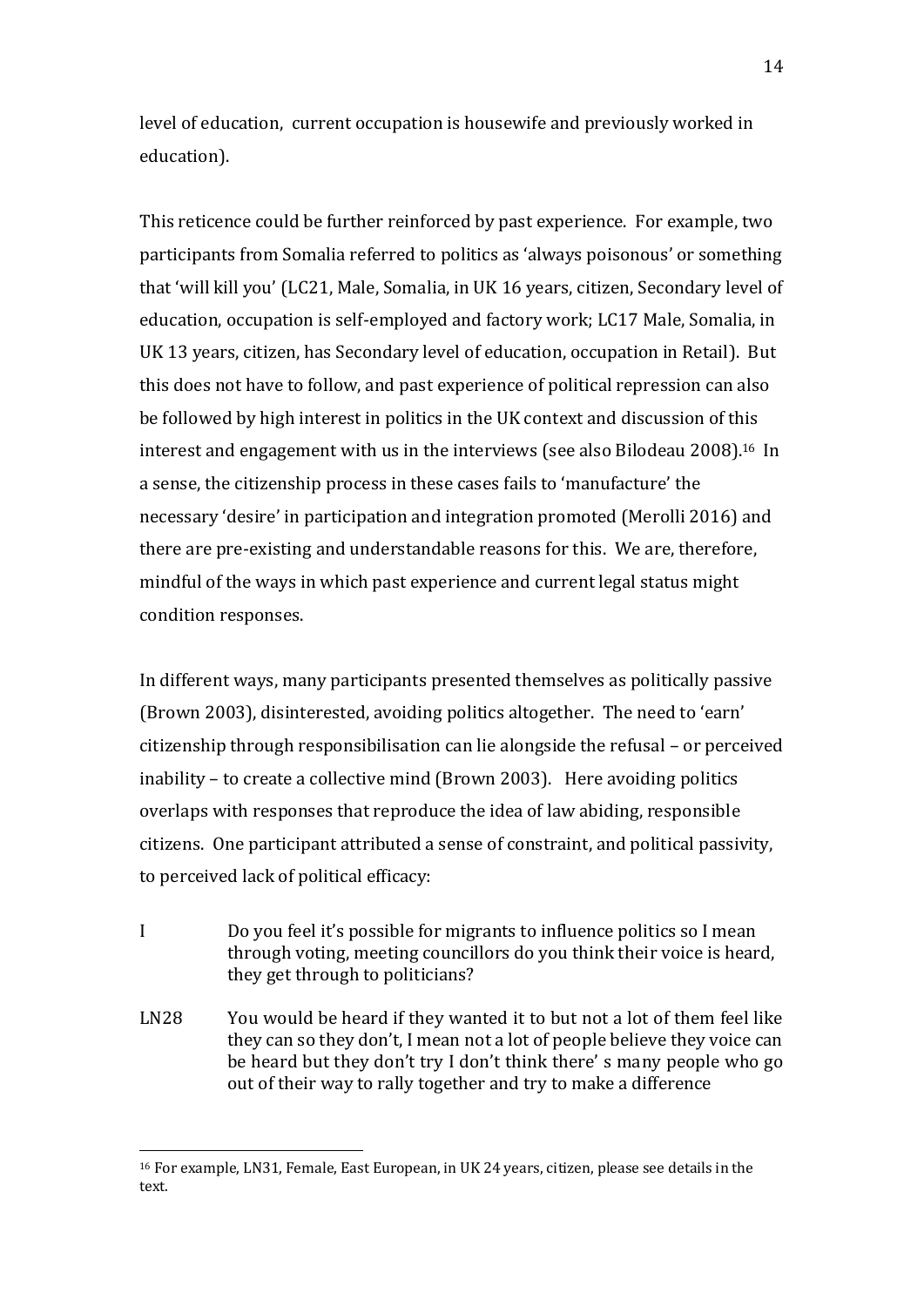level of education, current occupation is housewife and previously worked in education).

This reticence could be further reinforced by past experience. For example, two participants from Somalia referred to politics as 'always poisonous' or something that 'will kill you' (LC21, Male, Somalia, in UK 16 years, citizen, Secondary level of education, occupation is self-employed and factory work; LC17 Male, Somalia, in UK 13 years, citizen, has Secondary level of education, occupation in Retail). But this does not have to follow, and past experience of political repression can also be followed by high interest in politics in the UK context and discussion of this interest and engagement with us in the interviews (see also Bilodeau 2008).[16] In a sense, the citizenship process in these cases fails to 'manufacture' the necessary 'desire' in participation and integration promoted (Merolli 2016) and there are pre-existing and understandable reasons for this. We are, therefore, mindful of the ways in which past experience and current legal status might condition responses.

In different ways, many participants presented themselves as politically passive (Brown 2003), disinterested, avoiding politics altogether. The need to 'earn' citizenship through responsibilisation can lie alongside the refusal – or perceived inability – to create a collective mind (Brown 2003). Here avoiding politics overlaps with responses that reproduce the idea of law abiding, responsible citizens. One participant attributed a sense of constraint, and political passivity, to perceived lack of political efficacy:

I Do you feel it's possible for migrants to influence politics so I mean through voting, meeting councillors do you think their voice is heard, they get through to politicians?

LN28 You would be heard if they wanted it to but not a lot of them feel like they can so they don't, I mean not a lot of people believe they voice can be heard but they don't try I don't think there' s many people who go out of their way to rally together and try to make a difference

[16] For example, LN31, Female, East European, in UK 24 years, citizen, please see details in the text.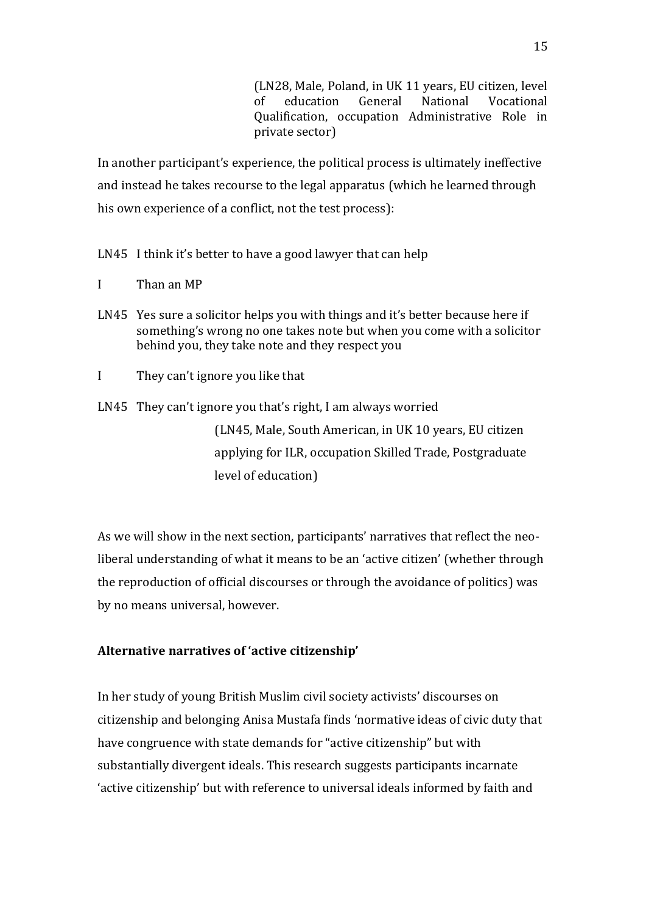(LN28, Male, Poland, in UK 11 years, EU citizen, level of education General National Vocational Qualification, occupation Administrative Role in private sector)

In another participant's experience, the political process is ultimately ineffective and instead he takes recourse to the legal apparatus (which he learned through his own experience of a conflict, not the test process):

LN45 I think it's better to have a good lawyer that can help

I Than an MP

LN45 Yes sure a solicitor helps you with things and it's better because here if something's wrong no one takes note but when you come with a solicitor behind you, they take note and they respect you

I They can't ignore you like that

LN45 They can't ignore you that's right, I am always worried

(LN45, Male, South American, in UK 10 years, EU citizen applying for ILR, occupation Skilled Trade, Postgraduate level of education)

As we will show in the next section, participants' narratives that reflect the neo-liberal understanding of what it means to be an 'active citizen' (whether through the reproduction of official discourses or through the avoidance of politics) was by no means universal, however.

**Alternative narratives of 'active citizenship'**

In her study of young British Muslim civil society activists' discourses on citizenship and belonging Anisa Mustafa finds 'normative ideas of civic duty that have congruence with state demands for "active citizenship" but with substantially divergent ideals. This research suggests participants incarnate 'active citizenship' but with reference to universal ideals informed by faith and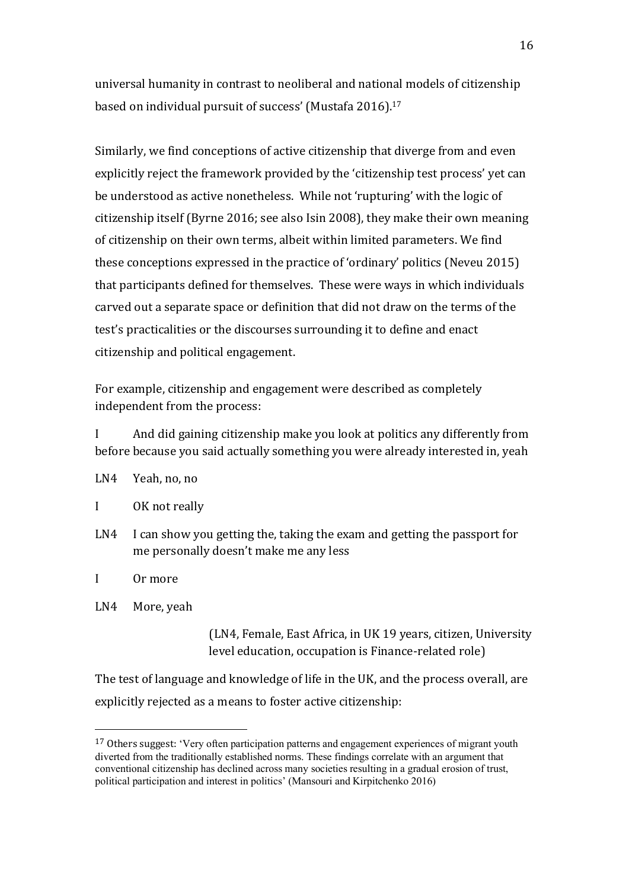universal humanity in contrast to neoliberal and national models of citizenship based on individual pursuit of success' (Mustafa 2016).[17]

Similarly, we find conceptions of active citizenship that diverge from and even explicitly reject the framework provided by the 'citizenship test process' yet can be understood as active nonetheless. While not 'rupturing' with the logic of citizenship itself (Byrne 2016; see also Isin 2008), they make their own meaning of citizenship on their own terms, albeit within limited parameters. We find these conceptions expressed in the practice of 'ordinary' politics (Neveu 2015) that participants defined for themselves. These were ways in which individuals carved out a separate space or definition that did not draw on the terms of the test's practicalities or the discourses surrounding it to define and enact citizenship and political engagement.

For example, citizenship and engagement were described as completely independent from the process:

I And did gaining citizenship make you look at politics any differently from before because you said actually something you were already interested in, yeah

LN4 Yeah, no, no

I OK not really

LN4 I can show you getting the, taking the exam and getting the passport for me personally doesn't make me any less

I Or more

LN4 More, yeah

(LN4, Female, East Africa, in UK 19 years, citizen, University level education, occupation is Finance-related role)

The test of language and knowledge of life in the UK, and the process overall, are explicitly rejected as a means to foster active citizenship:

---

[17] Others suggest: 'Very often participation patterns and engagement experiences of migrant youth diverted from the traditionally established norms. These findings correlate with an argument that conventional citizenship has declined across many societies resulting in a gradual erosion of trust, political participation and interest in politics' (Mansouri and Kirpitchenko 2016)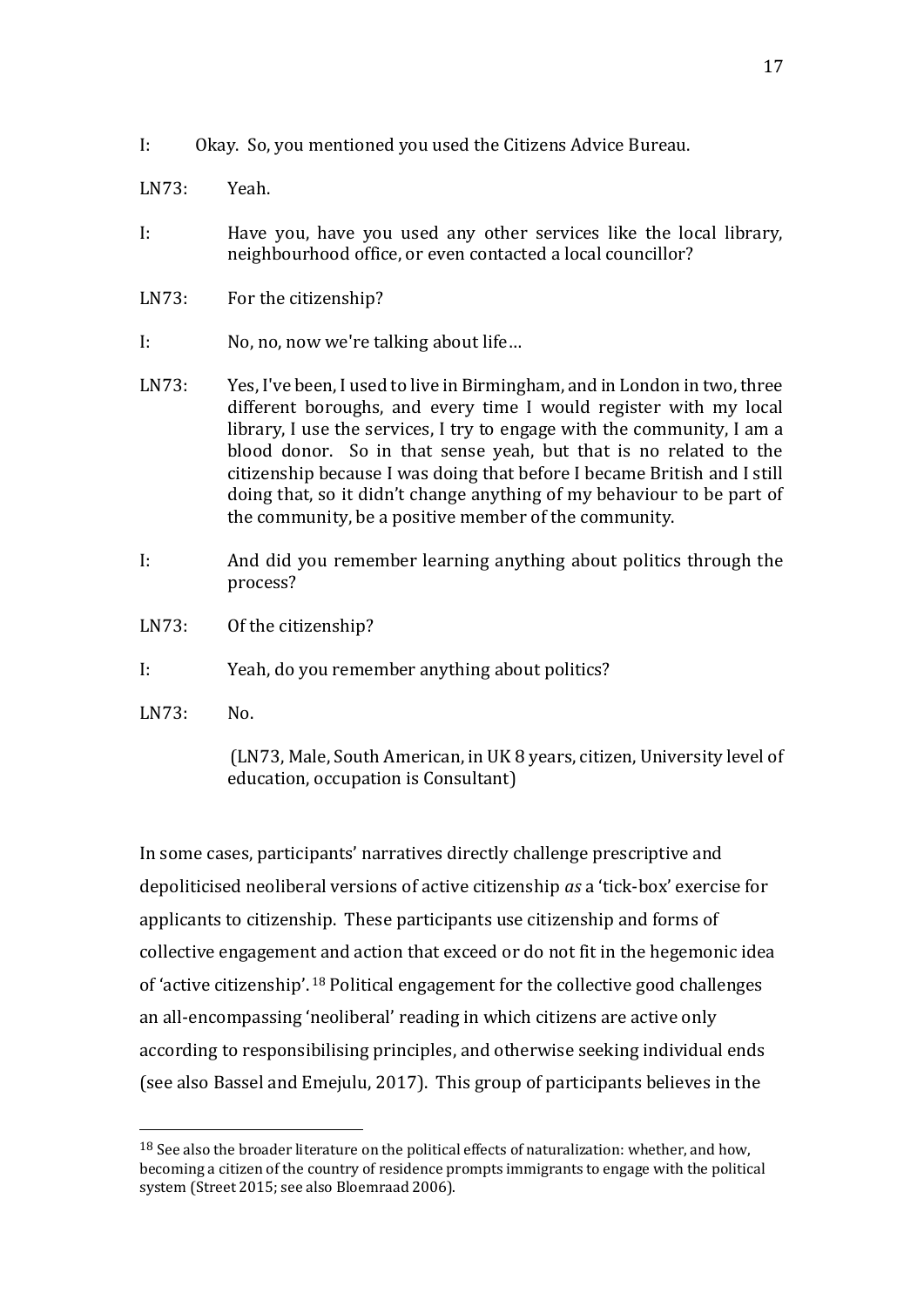I: Okay. So, you mentioned you used the Citizens Advice Bureau.

LN73: Yeah.

I: Have you, have you used any other services like the local library, neighbourhood office, or even contacted a local councillor?

LN73: For the citizenship?

I: No, no, now we're talking about life…

LN73: Yes, I've been, I used to live in Birmingham, and in London in two, three different boroughs, and every time I would register with my local library, I use the services, I try to engage with the community, I am a blood donor. So in that sense yeah, but that is no related to the citizenship because I was doing that before I became British and I still doing that, so it didn't change anything of my behaviour to be part of the community, be a positive member of the community.

I: And did you remember learning anything about politics through the process?

LN73: Of the citizenship?

I: Yeah, do you remember anything about politics?

LN73: No.

(LN73, Male, South American, in UK 8 years, citizen, University level of education, occupation is Consultant)

In some cases, participants' narratives directly challenge prescriptive and depoliticised neoliberal versions of active citizenship *as* a 'tick-box' exercise for applicants to citizenship. These participants use citizenship and forms of collective engagement and action that exceed or do not fit in the hegemonic idea of 'active citizenship'.[18] Political engagement for the collective good challenges an all-encompassing 'neoliberal' reading in which citizens are active only according to responsibilising principles, and otherwise seeking individual ends (see also Bassel and Emejulu, 2017). This group of participants believes in the

---

[18] See also the broader literature on the political effects of naturalization: whether, and how, becoming a citizen of the country of residence prompts immigrants to engage with the political system (Street 2015; see also Bloemraad 2006).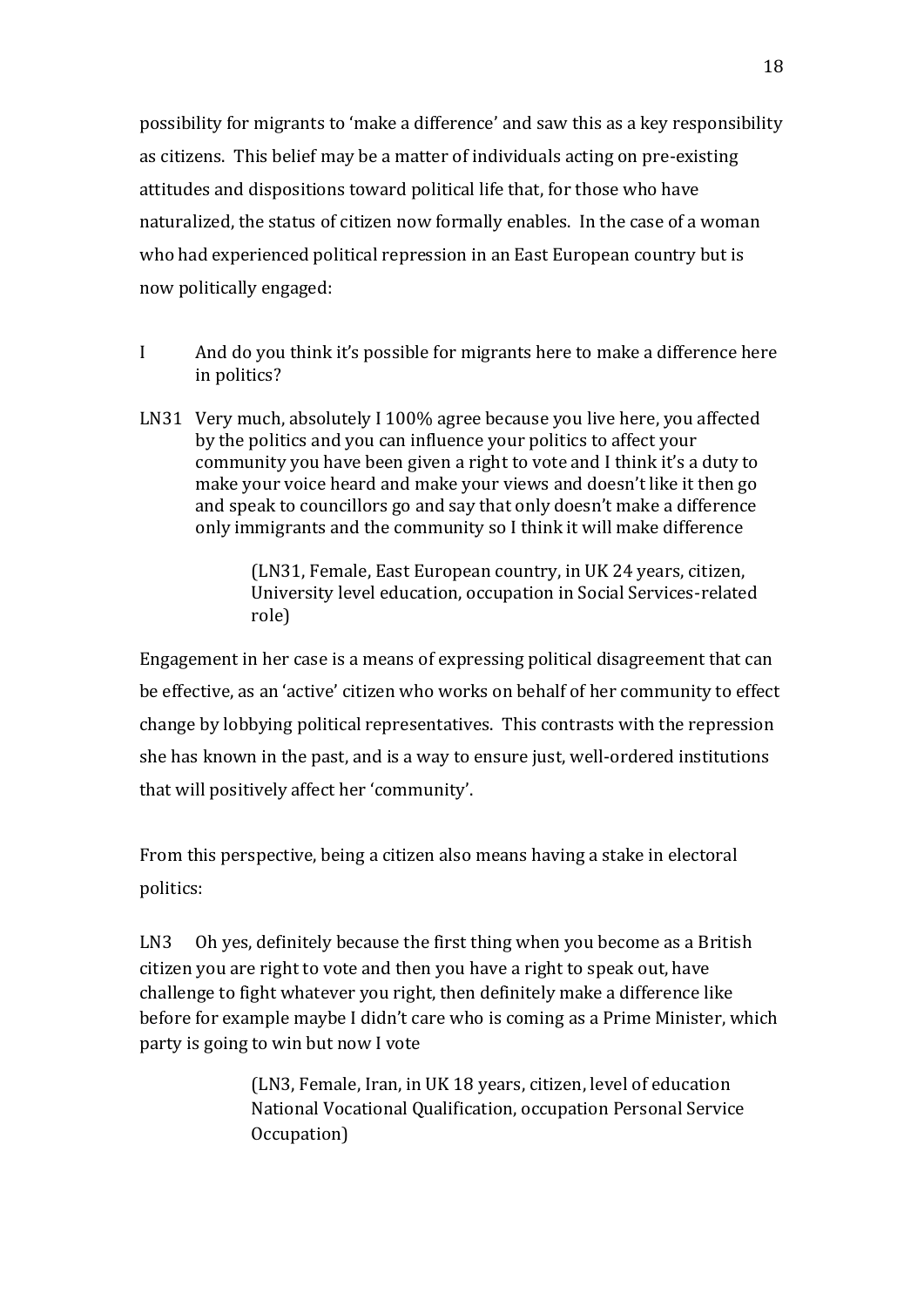possibility for migrants to 'make a difference' and saw this as a key responsibility as citizens. This belief may be a matter of individuals acting on pre-existing attitudes and dispositions toward political life that, for those who have naturalized, the status of citizen now formally enables. In the case of a woman who had experienced political repression in an East European country but is now politically engaged:

I And do you think it's possible for migrants here to make a difference here in politics?

LN31 Very much, absolutely I 100% agree because you live here, you affected by the politics and you can influence your politics to affect your community you have been given a right to vote and I think it's a duty to make your voice heard and make your views and doesn't like it then go and speak to councillors go and say that only doesn't make a difference only immigrants and the community so I think it will make difference

> (LN31, Female, East European country, in UK 24 years, citizen, University level education, occupation in Social Services-related role)

Engagement in her case is a means of expressing political disagreement that can be effective, as an 'active' citizen who works on behalf of her community to effect change by lobbying political representatives. This contrasts with the repression she has known in the past, and is a way to ensure just, well-ordered institutions that will positively affect her 'community'.

From this perspective, being a citizen also means having a stake in electoral politics:

LN3 Oh yes, definitely because the first thing when you become as a British citizen you are right to vote and then you have a right to speak out, have challenge to fight whatever you right, then definitely make a difference like before for example maybe I didn't care who is coming as a Prime Minister, which party is going to win but now I vote

> (LN3, Female, Iran, in UK 18 years, citizen, level of education National Vocational Qualification, occupation Personal Service Occupation)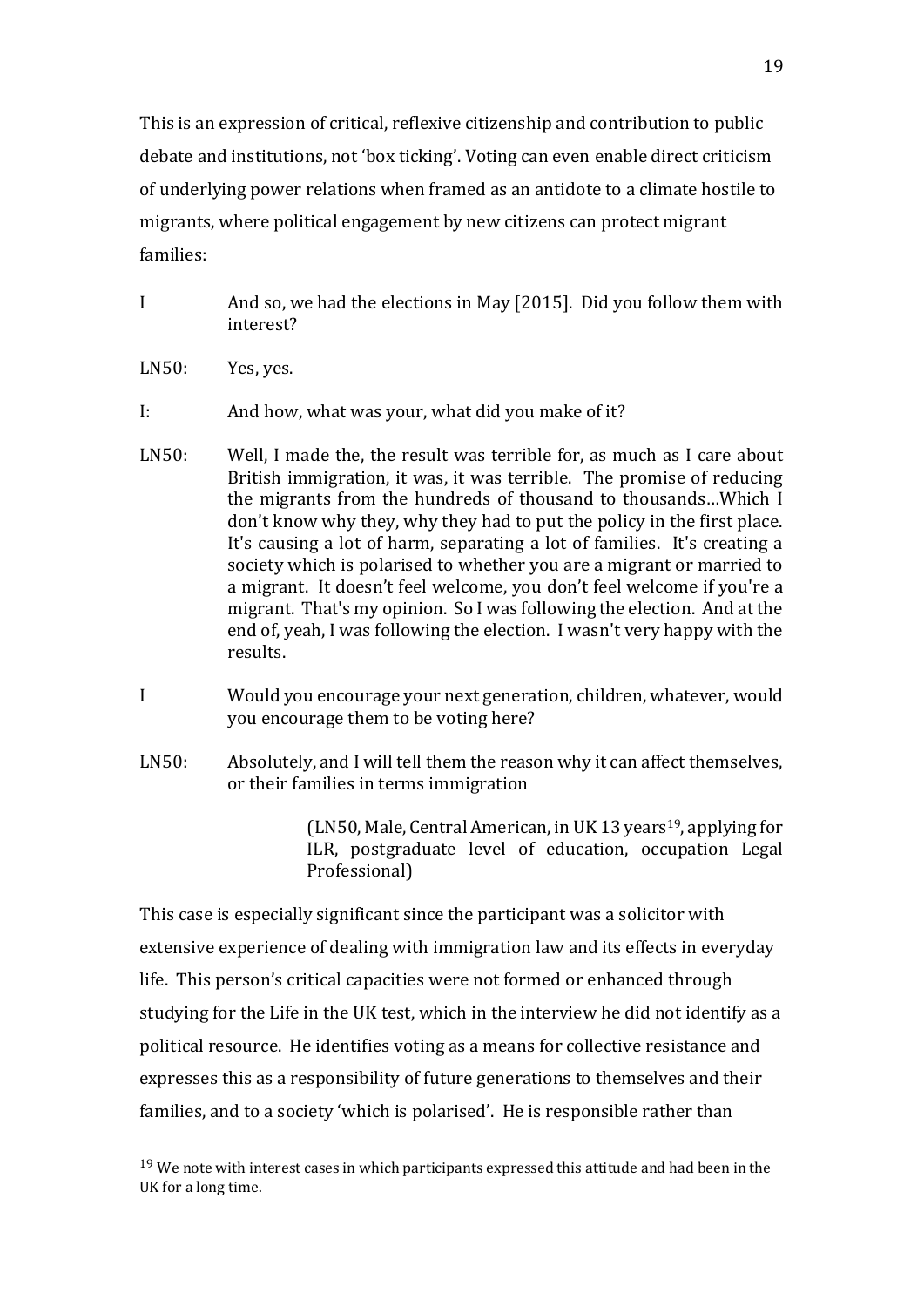This is an expression of critical, reflexive citizenship and contribution to public debate and institutions, not 'box ticking'. Voting can even enable direct criticism of underlying power relations when framed as an antidote to a climate hostile to migrants, where political engagement by new citizens can protect migrant families:

I And so, we had the elections in May [2015]. Did you follow them with interest?

LN50: Yes, yes.

I: And how, what was your, what did you make of it?

LN50: Well, I made the, the result was terrible for, as much as I care about British immigration, it was, it was terrible. The promise of reducing the migrants from the hundreds of thousand to thousands…Which I don't know why they, why they had to put the policy in the first place. It's causing a lot of harm, separating a lot of families. It's creating a society which is polarised to whether you are a migrant or married to a migrant. It doesn't feel welcome, you don't feel welcome if you're a migrant. That's my opinion. So I was following the election. And at the end of, yeah, I was following the election. I wasn't very happy with the results.

I Would you encourage your next generation, children, whatever, would you encourage them to be voting here?

LN50: Absolutely, and I will tell them the reason why it can affect themselves, or their families in terms immigration

> (LN50, Male, Central American, in UK 13 years[19], applying for ILR, postgraduate level of education, occupation Legal Professional)

This case is especially significant since the participant was a solicitor with extensive experience of dealing with immigration law and its effects in everyday life. This person's critical capacities were not formed or enhanced through studying for the Life in the UK test, which in the interview he did not identify as a political resource. He identifies voting as a means for collective resistance and expresses this as a responsibility of future generations to themselves and their families, and to a society 'which is polarised'. He is responsible rather than

[19] We note with interest cases in which participants expressed this attitude and had been in the UK for a long time.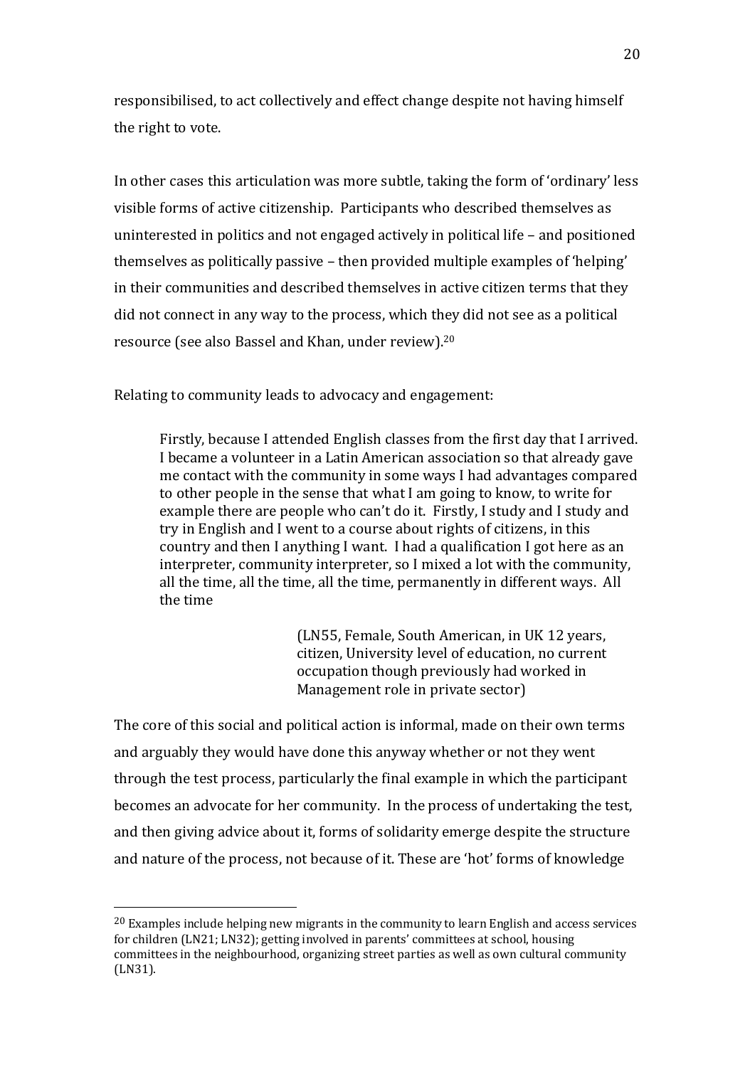responsibilised, to act collectively and effect change despite not having himself the right to vote.

In other cases this articulation was more subtle, taking the form of 'ordinary' less visible forms of active citizenship. Participants who described themselves as uninterested in politics and not engaged actively in political life – and positioned themselves as politically passive – then provided multiple examples of 'helping' in their communities and described themselves in active citizen terms that they did not connect in any way to the process, which they did not see as a political resource (see also Bassel and Khan, under review).[20]

Relating to community leads to advocacy and engagement:

> Firstly, because I attended English classes from the first day that I arrived. I became a volunteer in a Latin American association so that already gave me contact with the community in some ways I had advantages compared to other people in the sense that what I am going to know, to write for example there are people who can't do it. Firstly, I study and I study and try in English and I went to a course about rights of citizens, in this country and then I anything I want. I had a qualification I got here as an interpreter, community interpreter, so I mixed a lot with the community, all the time, all the time, all the time, permanently in different ways. All the time
>
> (LN55, Female, South American, in UK 12 years, citizen, University level of education, no current occupation though previously had worked in Management role in private sector)

The core of this social and political action is informal, made on their own terms and arguably they would have done this anyway whether or not they went through the test process, particularly the final example in which the participant becomes an advocate for her community. In the process of undertaking the test, and then giving advice about it, forms of solidarity emerge despite the structure and nature of the process, not because of it. These are 'hot' forms of knowledge

---

[20] Examples include helping new migrants in the community to learn English and access services for children (LN21; LN32); getting involved in parents' committees at school, housing committees in the neighbourhood, organizing street parties as well as own cultural community (LN31).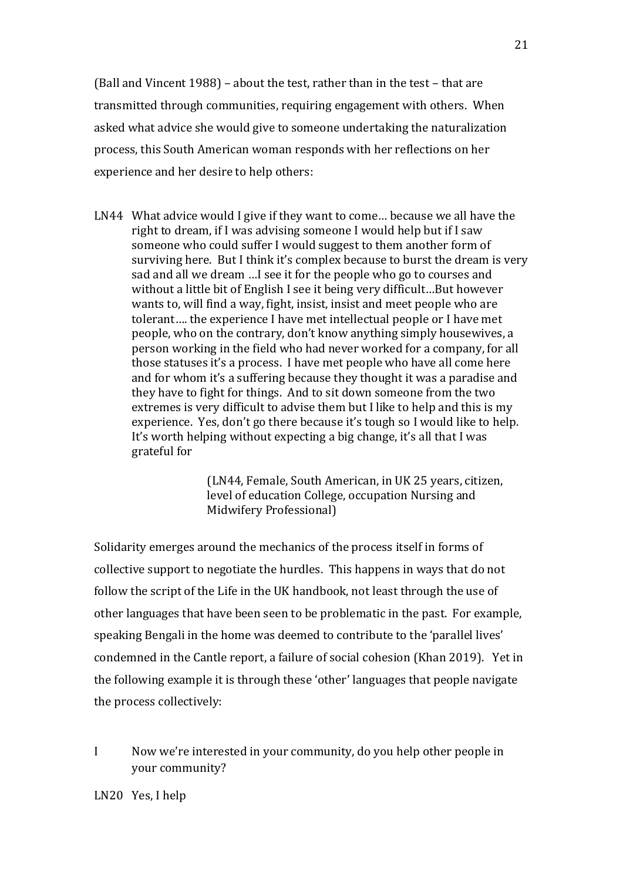(Ball and Vincent 1988) – about the test, rather than in the test – that are transmitted through communities, requiring engagement with others. When asked what advice she would give to someone undertaking the naturalization process, this South American woman responds with her reflections on her experience and her desire to help others:

> LN44 What advice would I give if they want to come… because we all have the right to dream, if I was advising someone I would help but if I saw someone who could suffer I would suggest to them another form of surviving here. But I think it's complex because to burst the dream is very sad and all we dream …I see it for the people who go to courses and without a little bit of English I see it being very difficult…But however wants to, will find a way, fight, insist, insist and meet people who are tolerant…. the experience I have met intellectual people or I have met people, who on the contrary, don't know anything simply housewives, a person working in the field who had never worked for a company, for all those statuses it's a process. I have met people who have all come here and for whom it's a suffering because they thought it was a paradise and they have to fight for things. And to sit down someone from the two extremes is very difficult to advise them but I like to help and this is my experience. Yes, don't go there because it's tough so I would like to help. It's worth helping without expecting a big change, it's all that I was grateful for
>
> (LN44, Female, South American, in UK 25 years, citizen, level of education College, occupation Nursing and Midwifery Professional)

Solidarity emerges around the mechanics of the process itself in forms of collective support to negotiate the hurdles. This happens in ways that do not follow the script of the Life in the UK handbook, not least through the use of other languages that have been seen to be problematic in the past. For example, speaking Bengali in the home was deemed to contribute to the 'parallel lives' condemned in the Cantle report, a failure of social cohesion (Khan 2019). Yet in the following example it is through these 'other' languages that people navigate the process collectively:

> I Now we're interested in your community, do you help other people in your community?
>
> LN20 Yes, I help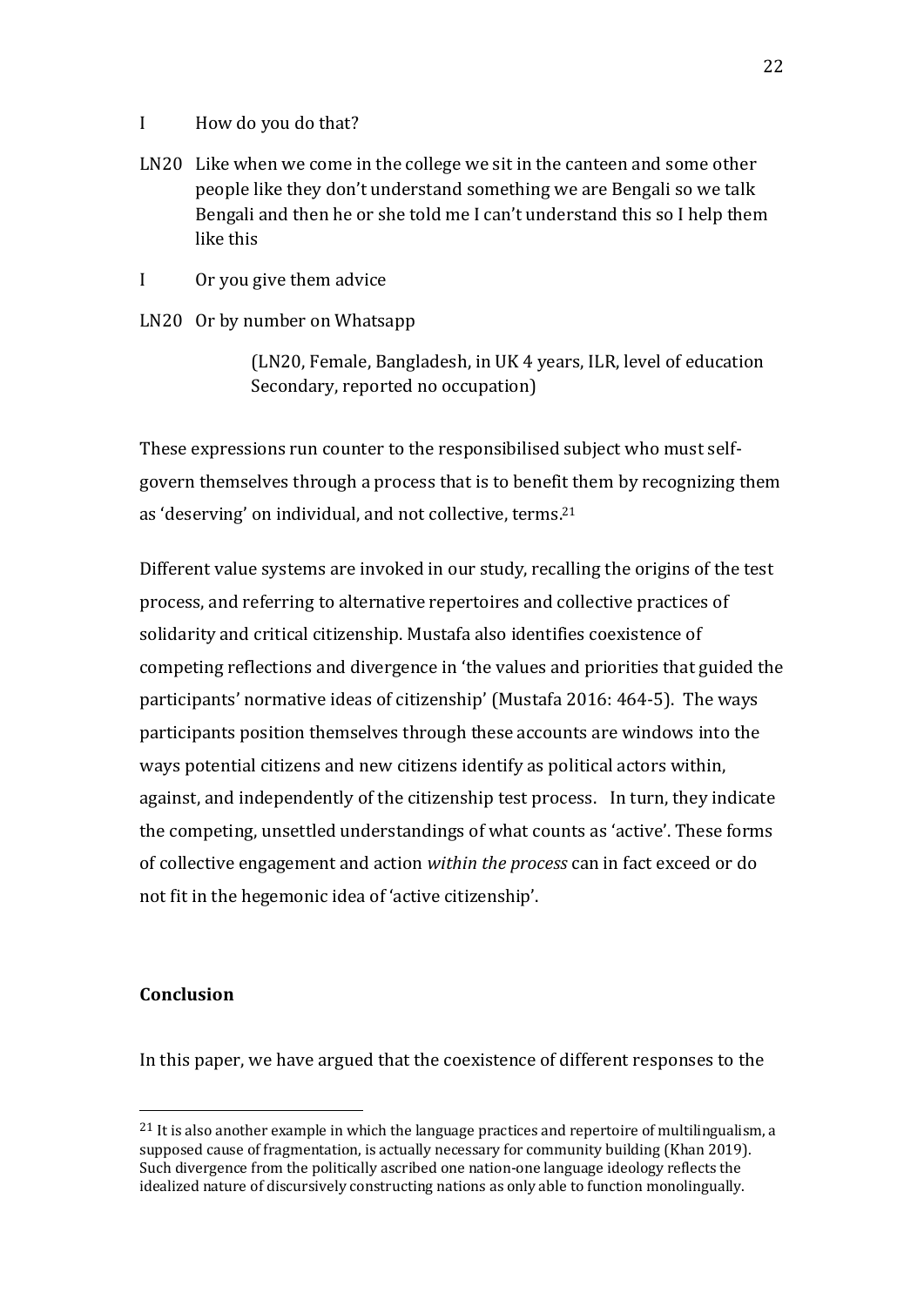I How do you do that?

LN20 Like when we come in the college we sit in the canteen and some other people like they don't understand something we are Bengali so we talk Bengali and then he or she told me I can't understand this so I help them like this

I Or you give them advice

LN20 Or by number on Whatsapp

> (LN20, Female, Bangladesh, in UK 4 years, ILR, level of education Secondary, reported no occupation)

These expressions run counter to the responsibilised subject who must self-govern themselves through a process that is to benefit them by recognizing them as 'deserving' on individual, and not collective, terms.[21]

Different value systems are invoked in our study, recalling the origins of the test process, and referring to alternative repertoires and collective practices of solidarity and critical citizenship. Mustafa also identifies coexistence of competing reflections and divergence in 'the values and priorities that guided the participants' normative ideas of citizenship' (Mustafa 2016: 464-5). The ways participants position themselves through these accounts are windows into the ways potential citizens and new citizens identify as political actors within, against, and independently of the citizenship test process. In turn, they indicate the competing, unsettled understandings of what counts as 'active'. These forms of collective engagement and action *within the process* can in fact exceed or do not fit in the hegemonic idea of 'active citizenship'.

## Conclusion

In this paper, we have argued that the coexistence of different responses to the

---

[21] It is also another example in which the language practices and repertoire of multilingualism, a supposed cause of fragmentation, is actually necessary for community building (Khan 2019). Such divergence from the politically ascribed one nation-one language ideology reflects the idealized nature of discursively constructing nations as only able to function monolingually.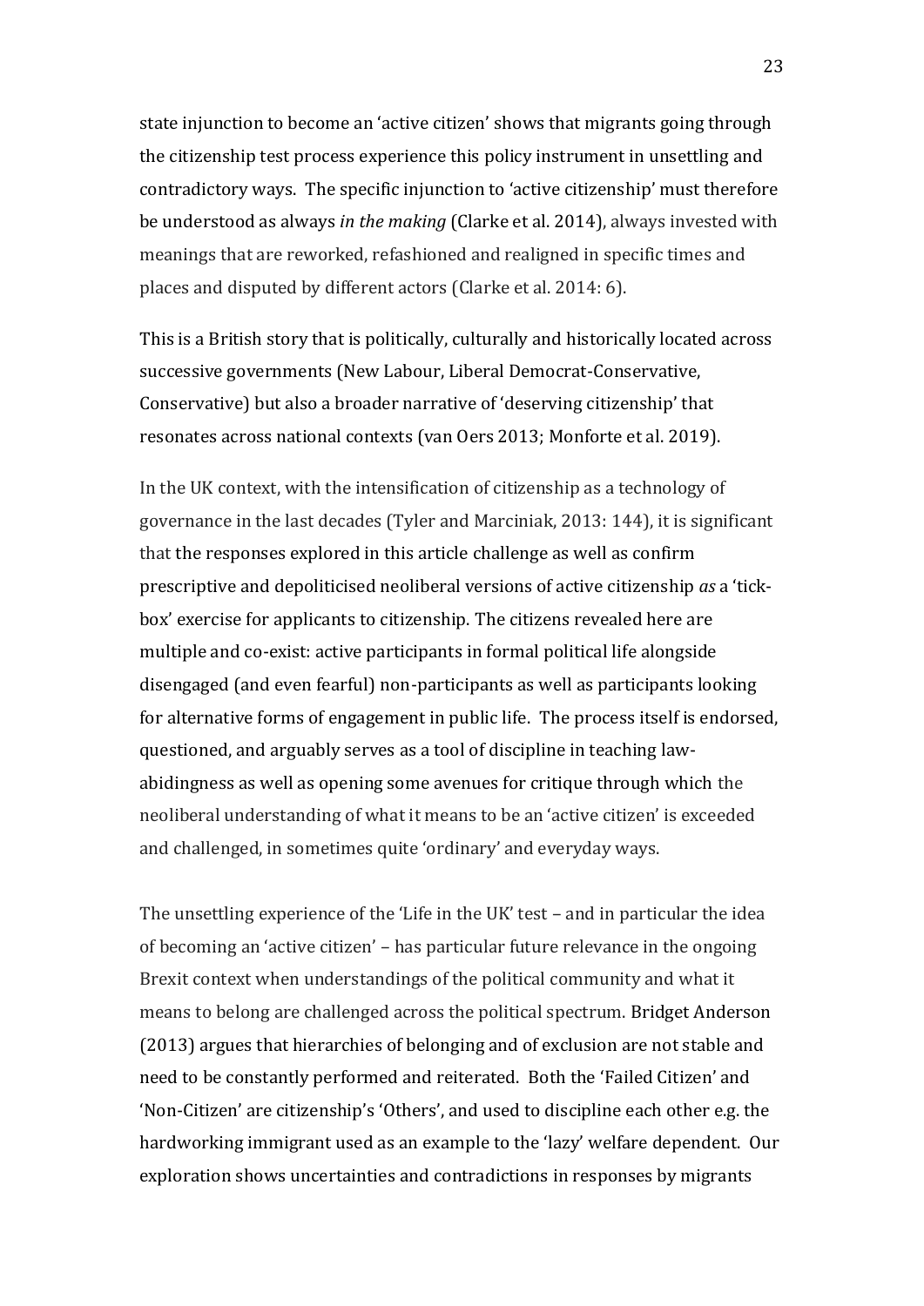state injunction to become an 'active citizen' shows that migrants going through the citizenship test process experience this policy instrument in unsettling and contradictory ways. The specific injunction to 'active citizenship' must therefore be understood as always *in the making* (Clarke et al. 2014), always invested with meanings that are reworked, refashioned and realigned in specific times and places and disputed by different actors (Clarke et al. 2014: 6).

This is a British story that is politically, culturally and historically located across successive governments (New Labour, Liberal Democrat-Conservative, Conservative) but also a broader narrative of 'deserving citizenship' that resonates across national contexts (van Oers 2013; Monforte et al. 2019).

In the UK context, with the intensification of citizenship as a technology of governance in the last decades (Tyler and Marciniak, 2013: 144), it is significant that the responses explored in this article challenge as well as confirm prescriptive and depoliticised neoliberal versions of active citizenship *as* a 'tick-box' exercise for applicants to citizenship. The citizens revealed here are multiple and co-exist: active participants in formal political life alongside disengaged (and even fearful) non-participants as well as participants looking for alternative forms of engagement in public life. The process itself is endorsed, questioned, and arguably serves as a tool of discipline in teaching law-abidingness as well as opening some avenues for critique through which the neoliberal understanding of what it means to be an 'active citizen' is exceeded and challenged, in sometimes quite 'ordinary' and everyday ways.

The unsettling experience of the 'Life in the UK' test – and in particular the idea of becoming an 'active citizen' – has particular future relevance in the ongoing Brexit context when understandings of the political community and what it means to belong are challenged across the political spectrum. Bridget Anderson (2013) argues that hierarchies of belonging and of exclusion are not stable and need to be constantly performed and reiterated. Both the 'Failed Citizen' and 'Non-Citizen' are citizenship's 'Others', and used to discipline each other e.g. the hardworking immigrant used as an example to the 'lazy' welfare dependent. Our exploration shows uncertainties and contradictions in responses by migrants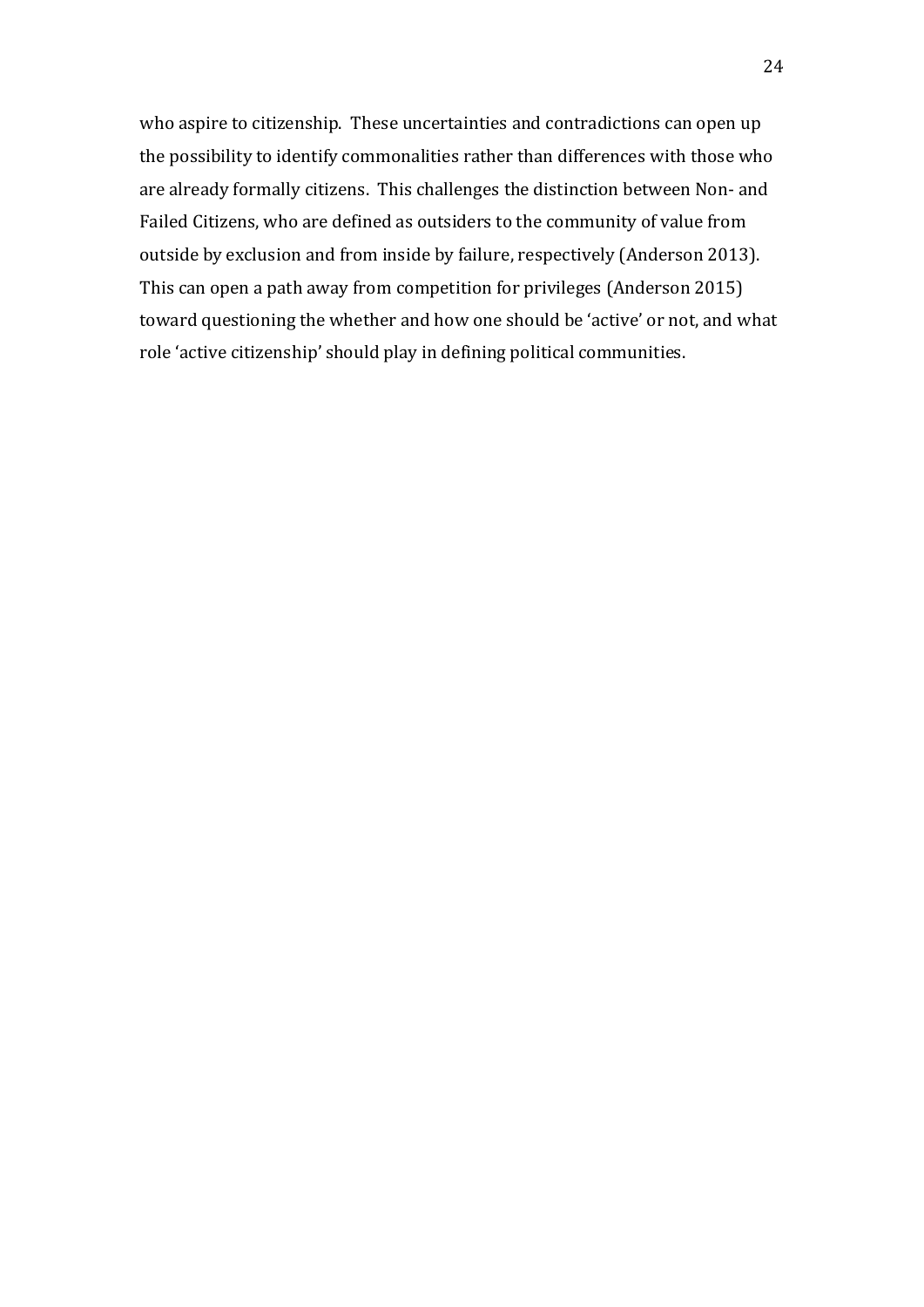who aspire to citizenship. These uncertainties and contradictions can open up the possibility to identify commonalities rather than differences with those who are already formally citizens. This challenges the distinction between Non- and Failed Citizens, who are defined as outsiders to the community of value from outside by exclusion and from inside by failure, respectively (Anderson 2013). This can open a path away from competition for privileges (Anderson 2015) toward questioning the whether and how one should be 'active' or not, and what role 'active citizenship' should play in defining political communities.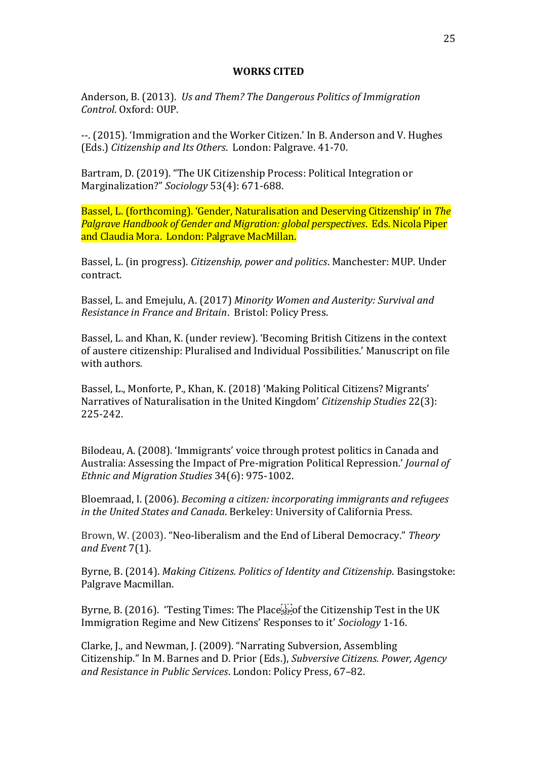**WORKS CITED**

Anderson, B. (2013). *Us and Them? The Dangerous Politics of Immigration Control*. Oxford: OUP.

--. (2015). 'Immigration and the Worker Citizen.' In B. Anderson and V. Hughes (Eds.) *Citizenship and Its Others*. London: Palgrave. 41-70.

Bartram, D. (2019). "The UK Citizenship Process: Political Integration or Marginalization?" *Sociology* 53(4): 671-688.

Bassel, L. (forthcoming). 'Gender, Naturalisation and Deserving Citizenship' in *The Palgrave Handbook of Gender and Migration: global perspectives*. Eds. Nicola Piper and Claudia Mora. London: Palgrave MacMillan.

Bassel, L. (in progress). *Citizenship, power and politics*. Manchester: MUP. Under contract.

Bassel, L. and Emejulu, A. (2017) *Minority Women and Austerity: Survival and Resistance in France and Britain*. Bristol: Policy Press.

Bassel, L. and Khan, K. (under review). 'Becoming British Citizens in the context of austere citizenship: Pluralised and Individual Possibilities.' Manuscript on file with authors.

Bassel, L., Monforte, P., Khan, K. (2018) 'Making Political Citizens? Migrants' Narratives of Naturalisation in the United Kingdom' *Citizenship Studies* 22(3): 225-242.

Bilodeau, A. (2008). 'Immigrants' voice through protest politics in Canada and Australia: Assessing the Impact of Pre-migration Political Repression.' *Journal of Ethnic and Migration Studies* 34(6): 975-1002.

Bloemraad, I. (2006). *Becoming a citizen: incorporating immigrants and refugees in the United States and Canada*. Berkeley: University of California Press.

Brown, W. (2003). "Neo-liberalism and the End of Liberal Democracy." *Theory and Event* 7(1).

Byrne, B. (2014). *Making Citizens. Politics of Identity and Citizenship*. Basingstoke: Palgrave Macmillan.

Byrne, B. (2016). 'Testing Times: The Place of the Citizenship Test in the UK Immigration Regime and New Citizens' Responses to it' *Sociology* 1-16.

Clarke, J., and Newman, J. (2009). "Narrating Subversion, Assembling Citizenship." In M. Barnes and D. Prior (Eds.), *Subversive Citizens. Power, Agency and Resistance in Public Services*. London: Policy Press, 67–82.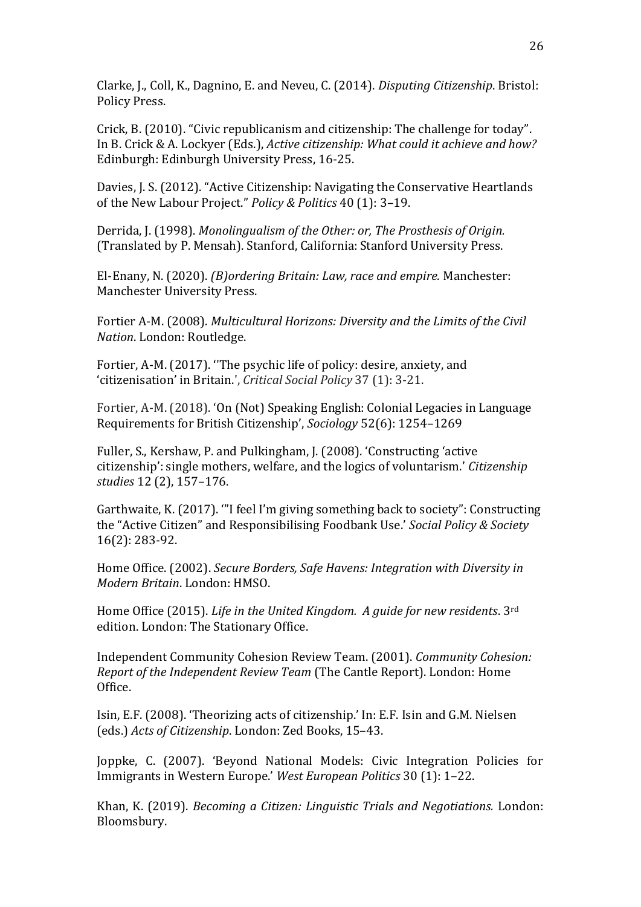Clarke, J., Coll, K., Dagnino, E. and Neveu, C. (2014). *Disputing Citizenship*. Bristol: Policy Press.

Crick, B. (2010). "Civic republicanism and citizenship: The challenge for today". In B. Crick & A. Lockyer (Eds.), *Active citizenship: What could it achieve and how?* Edinburgh: Edinburgh University Press, 16-25.

Davies, J. S. (2012). "Active Citizenship: Navigating the Conservative Heartlands of the New Labour Project." *Policy & Politics* 40 (1): 3–19.

Derrida, J. (1998). *Monolingualism of the Other: or, The Prosthesis of Origin.* (Translated by P. Mensah). Stanford, California: Stanford University Press.

El-Enany, N. (2020). *(B)ordering Britain: Law, race and empire.* Manchester: Manchester University Press.

Fortier A-M. (2008). *Multicultural Horizons: Diversity and the Limits of the Civil Nation*. London: Routledge.

Fortier, A-M. (2017). ''The psychic life of policy: desire, anxiety, and 'citizenisation' in Britain.', *Critical Social Policy* 37 (1): 3-21.

Fortier, A-M. (2018). 'On (Not) Speaking English: Colonial Legacies in Language Requirements for British Citizenship', *Sociology* 52(6): 1254–1269

Fuller, S., Kershaw, P. and Pulkingham, J. (2008). 'Constructing 'active citizenship': single mothers, welfare, and the logics of voluntarism.' *Citizenship studies* 12 (2), 157–176.

Garthwaite, K. (2017). '"I feel I'm giving something back to society": Constructing the "Active Citizen" and Responsibilising Foodbank Use.' *Social Policy & Society* 16(2): 283-92.

Home Office. (2002). *Secure Borders, Safe Havens: Integration with Diversity in Modern Britain*. London: HMSO.

Home Office (2015). *Life in the United Kingdom. A guide for new residents*. 3rd edition. London: The Stationary Office.

Independent Community Cohesion Review Team. (2001). *Community Cohesion: Report of the Independent Review Team* (The Cantle Report). London: Home Office.

Isin, E.F. (2008). 'Theorizing acts of citizenship.' In: E.F. Isin and G.M. Nielsen (eds.) *Acts of Citizenship*. London: Zed Books, 15–43.

Joppke, C. (2007). 'Beyond National Models: Civic Integration Policies for Immigrants in Western Europe.' *West European Politics* 30 (1): 1–22.

Khan, K. (2019). *Becoming a Citizen: Linguistic Trials and Negotiations.* London: Bloomsbury.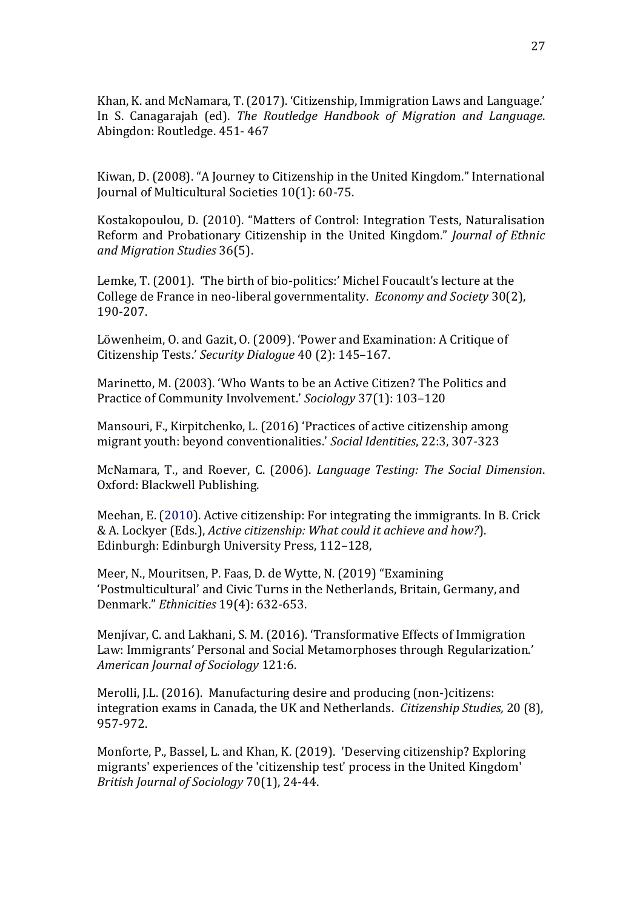Khan, K. and McNamara, T. (2017). 'Citizenship, Immigration Laws and Language.' In S. Canagarajah (ed). *The Routledge Handbook of Migration and Language*. Abingdon: Routledge. 451- 467

Kiwan, D. (2008). "A Journey to Citizenship in the United Kingdom." International Journal of Multicultural Societies 10(1): 60-75.

Kostakopoulou, D. (2010). "Matters of Control: Integration Tests, Naturalisation Reform and Probationary Citizenship in the United Kingdom." *Journal of Ethnic and Migration Studies* 36(5).

Lemke, T. (2001). 'The birth of bio-politics:' Michel Foucault's lecture at the College de France in neo-liberal governmentality. *Economy and Society* 30(2), 190-207.

Löwenheim, O. and Gazit, O. (2009). 'Power and Examination: A Critique of Citizenship Tests.' *Security Dialogue* 40 (2): 145–167.

Marinetto, M. (2003). 'Who Wants to be an Active Citizen? The Politics and Practice of Community Involvement.' *Sociology* 37(1): 103–120

Mansouri, F., Kirpitchenko, L. (2016) 'Practices of active citizenship among migrant youth: beyond conventionalities.' *Social Identities*, 22:3, 307-323

McNamara, T., and Roever, C. (2006). *Language Testing: The Social Dimension*. Oxford: Blackwell Publishing.

Meehan, E. (2010). Active citizenship: For integrating the immigrants. In B. Crick & A. Lockyer (Eds.), *Active citizenship: What could it achieve and how?*). Edinburgh: Edinburgh University Press, 112–128,

Meer, N., Mouritsen, P. Faas, D. de Wytte, N. (2019) "Examining 'Postmulticultural' and Civic Turns in the Netherlands, Britain, Germany, and Denmark." *Ethnicities* 19(4): 632-653.

Menjívar, C. and Lakhani, S. M. (2016). 'Transformative Effects of Immigration Law: Immigrants' Personal and Social Metamorphoses through Regularization.' *American Journal of Sociology* 121:6.

Merolli, J.L. (2016). Manufacturing desire and producing (non-)citizens: integration exams in Canada, the UK and Netherlands. *Citizenship Studies,* 20 (8), 957-972.

Monforte, P., Bassel, L. and Khan, K. (2019). 'Deserving citizenship? Exploring migrants' experiences of the 'citizenship test' process in the United Kingdom' *British Journal of Sociology* 70(1), 24-44.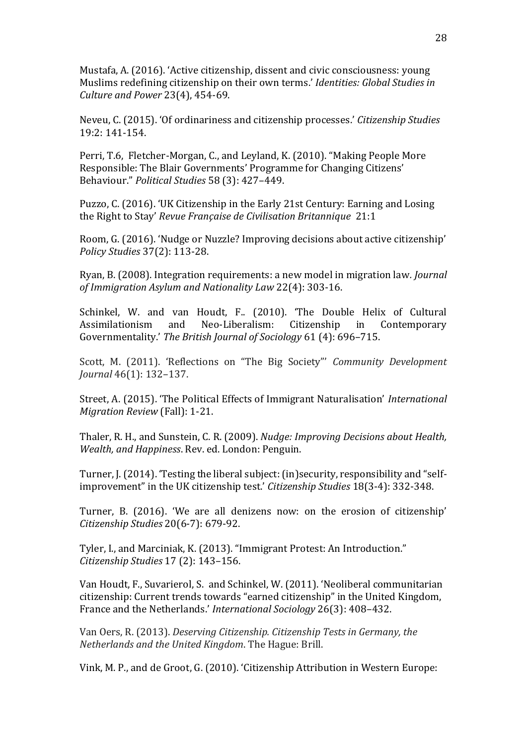Mustafa, A. (2016). 'Active citizenship, dissent and civic consciousness: young Muslims redefining citizenship on their own terms.' *Identities: Global Studies in Culture and Power* 23(4), 454-69.

Neveu, C. (2015). 'Of ordinariness and citizenship processes.' *Citizenship Studies* 19:2: 141-154.

Perri, T.6, Fletcher-Morgan, C., and Leyland, K. (2010). "Making People More Responsible: The Blair Governments' Programme for Changing Citizens' Behaviour." *Political Studies* 58 (3): 427–449.

Puzzo, C. (2016). 'UK Citizenship in the Early 21st Century: Earning and Losing the Right to Stay' *Revue Française de Civilisation Britannique* 21:1

Room, G. (2016). 'Nudge or Nuzzle? Improving decisions about active citizenship' *Policy Studies* 37(2): 113-28.

Ryan, B. (2008). Integration requirements: a new model in migration law. *Journal of Immigration Asylum and Nationality Law* 22(4): 303-16.

Schinkel, W. and van Houdt, F.. (2010). 'The Double Helix of Cultural Assimilationism and Neo-Liberalism: Citizenship in Contemporary Governmentality.' *The British Journal of Sociology* 61 (4): 696–715.

Scott, M. (2011). 'Reflections on "The Big Society"' *Community Development Journal* 46(1): 132–137.

Street, A. (2015). 'The Political Effects of Immigrant Naturalisation' *International Migration Review* (Fall): 1-21.

Thaler, R. H., and Sunstein, C. R. (2009). *Nudge: Improving Decisions about Health, Wealth, and Happiness*. Rev. ed. London: Penguin.

Turner, J. (2014). 'Testing the liberal subject: (in)security, responsibility and "self-improvement" in the UK citizenship test.' *Citizenship Studies* 18(3-4): 332-348.

Turner, B. (2016). 'We are all denizens now: on the erosion of citizenship' *Citizenship Studies* 20(6-7): 679-92.

Tyler, I., and Marciniak, K. (2013). "Immigrant Protest: An Introduction." *Citizenship Studies* 17 (2): 143–156.

Van Houdt, F., Suvarierol, S. and Schinkel, W. (2011). 'Neoliberal communitarian citizenship: Current trends towards "earned citizenship" in the United Kingdom, France and the Netherlands.' *International Sociology* 26(3): 408–432.

Van Oers, R. (2013). *Deserving Citizenship. Citizenship Tests in Germany, the Netherlands and the United Kingdom*. The Hague: Brill.

Vink, M. P., and de Groot, G. (2010). 'Citizenship Attribution in Western Europe: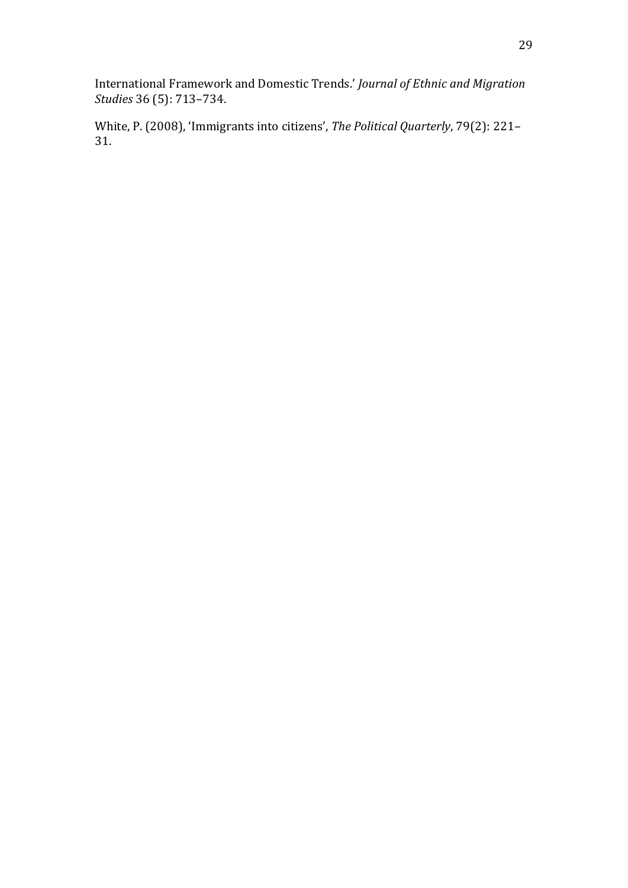International Framework and Domestic Trends.' *Journal of Ethnic and Migration Studies* 36 (5): 713–734.

White, P. (2008), 'Immigrants into citizens', *The Political Quarterly*, 79(2): 221–31.